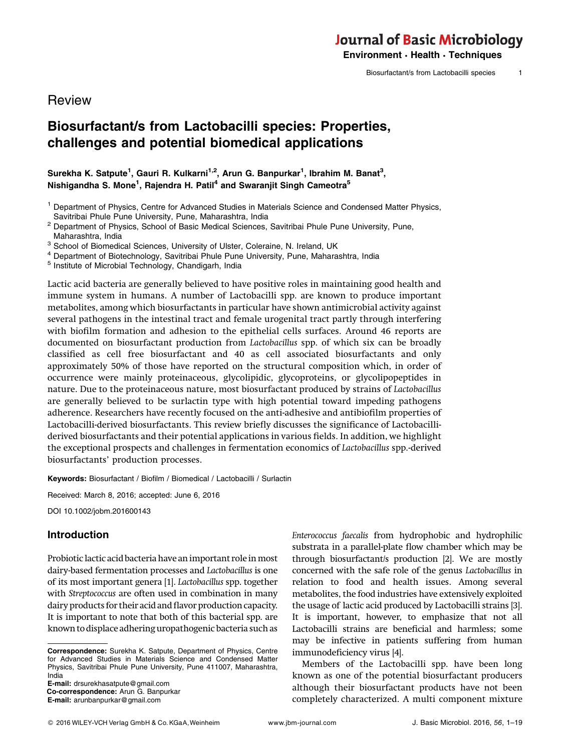Review

# Biosurfactant/s from Lactobacilli species: Properties, challenges and potential biomedical applications

**Surekha K. Satpute[1], Gauri R. Kulkarni[1,2], Arun G. Banpurkar[1], Ibrahim M. Banat[3], Nishigandha S. Mone[1], Rajendra H. Patil[4] and Swaranjit Singh Cameotra[5]**

[1] Department of Physics, Centre for Advanced Studies in Materials Science and Condensed Matter Physics, Savitribai Phule Pune University, Pune, Maharashtra, India
[2] Department of Physics, School of Basic Medical Sciences, Savitribai Phule Pune University, Pune, Maharashtra, India
[3] School of Biomedical Sciences, University of Ulster, Coleraine, N. Ireland, UK
[4] Department of Biotechnology, Savitribai Phule Pune University, Pune, Maharashtra, India
[5] Institute of Microbial Technology, Chandigarh, India

Lactic acid bacteria are generally believed to have positive roles in maintaining good health and immune system in humans. A number of Lactobacilli spp. are known to produce important metabolites, among which biosurfactants in particular have shown antimicrobial activity against several pathogens in the intestinal tract and female urogenital tract partly through interfering with biofilm formation and adhesion to the epithelial cells surfaces. Around 46 reports are documented on biosurfactant production from *Lactobacillus* spp. of which six can be broadly classified as cell free biosurfactant and 40 as cell associated biosurfactants and only approximately 50% of those have reported on the structural composition which, in order of occurrence were mainly proteinaceous, glycolipidic, glycoproteins, or glycolipopeptides in nature. Due to the proteinaceous nature, most biosurfactant produced by strains of *Lactobacillus* are generally believed to be surlactin type with high potential toward impeding pathogens adherence. Researchers have recently focused on the anti-adhesive and antibiofilm properties of Lactobacilli-derived biosurfactants. This review briefly discusses the significance of Lactobacilli-derived biosurfactants and their potential applications in various fields. In addition, we highlight the exceptional prospects and challenges in fermentation economics of *Lactobacillus* spp.-derived biosurfactants' production processes.

**Keywords:** Biosurfactant / Biofilm / Biomedical / Lactobacilli / Surlactin

Received: March 8, 2016; accepted: June 6, 2016

DOI 10.1002/jobm.201600143

## Introduction

Probiotic lactic acid bacteria have an important role in most dairy-based fermentation processes and *Lactobacillus* is one of its most important genera [1]. *Lactobacillus* spp. together with *Streptococcus* are often used in combination in many dairy products for their acid and flavor production capacity. It is important to note that both of this bacterial spp. are known to displace adhering uropathogenic bacteria such as *Enterococcus faecalis* from hydrophobic and hydrophilic substrata in a parallel-plate flow chamber which may be through biosurfactant/s production [2]. We are mostly concerned with the safe role of the genus *Lactobacillus* in relation to food and health issues. Among several metabolites, the food industries have extensively exploited the usage of lactic acid produced by Lactobacilli strains [3]. It is important, however, to emphasize that not all Lactobacilli strains are beneficial and harmless; some may be infective in patients suffering from human immunodeficiency virus [4].

Members of the Lactobacilli spp. have been long known as one of the potential biosurfactant producers although their biosurfactant products have not been completely characterized. A multi component mixture

**Correspondence:** Surekha K. Satpute, Department of Physics, Centre for Advanced Studies in Materials Science and Condensed Matter Physics, Savitribai Phule Pune University, Pune 411007, Maharashtra, India
**E-mail:** drsurekhasatpute@gmail.com
**Co-correspondence:** Arun G. Banpurkar
**E-mail:** arunbanpurkar@gmail.com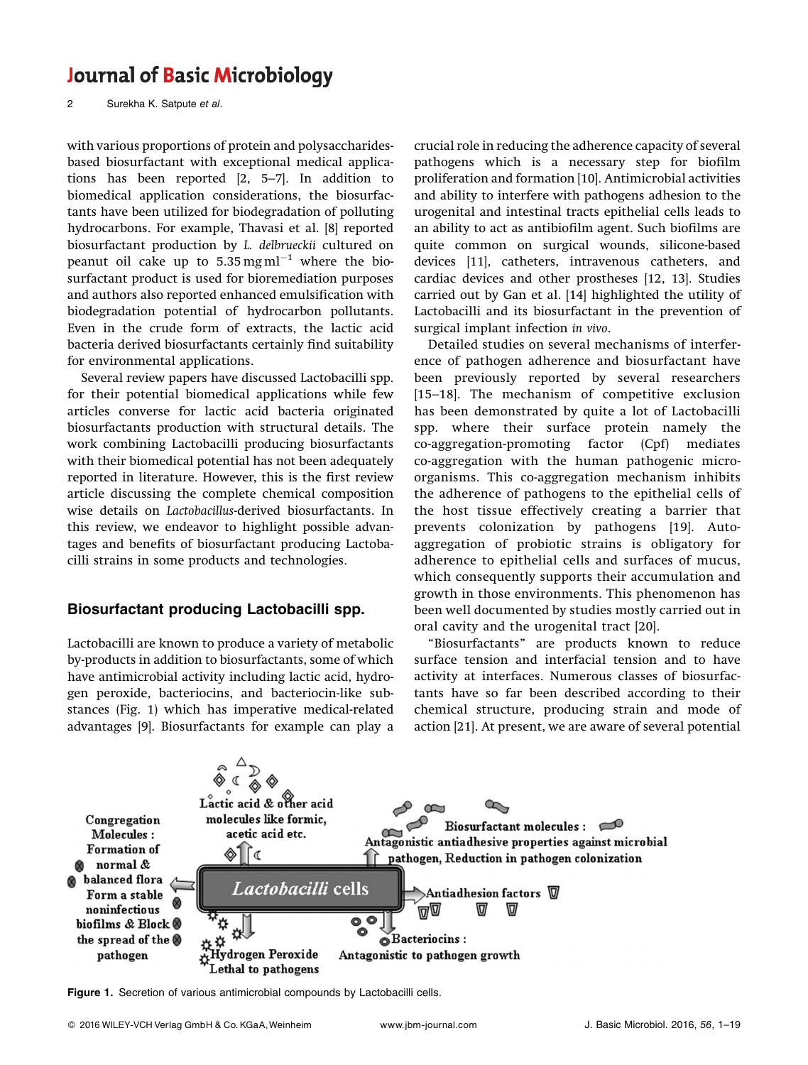with various proportions of protein and polysaccharides-based biosurfactant with exceptional medical applications has been reported [2, 5–7]. In addition to biomedical application considerations, the biosurfactants have been utilized for biodegradation of polluting hydrocarbons. For example, Thavasi et al. [8] reported biosurfactant production by *L. delbrueckii* cultured on peanut oil cake up to 5.35 mg $ml^{-1}$ where the biosurfactant product is used for bioremediation purposes and authors also reported enhanced emulsification with biodegradation potential of hydrocarbon pollutants. Even in the crude form of extracts, the lactic acid bacteria derived biosurfactants certainly find suitability for environmental applications.

Several review papers have discussed Lactobacilli spp. for their potential biomedical applications while few articles converse for lactic acid bacteria originated biosurfactants production with structural details. The work combining Lactobacilli producing biosurfactants with their biomedical potential has not been adequately reported in literature. However, this is the first review article discussing the complete chemical composition wise details on *Lactobacillus*-derived biosurfactants. In this review, we endeavor to highlight possible advantages and benefits of biosurfactant producing Lactobacilli strains in some products and technologies.

## Biosurfactant producing Lactobacilli spp.

Lactobacilli are known to produce a variety of metabolic by-products in addition to biosurfactants, some of which have antimicrobial activity including lactic acid, hydrogen peroxide, bacteriocins, and bacteriocin-like substances (Fig. 1) which has imperative medical-related advantages [9]. Biosurfactants for example can play a crucial role in reducing the adherence capacity of several pathogens which is a necessary step for biofilm proliferation and formation [10]. Antimicrobial activities and ability to interfere with pathogens adhesion to the urogenital and intestinal tracts epithelial cells leads to an ability to act as antibiofilm agent. Such biofilms are quite common on surgical wounds, silicone-based devices [11], catheters, intravenous catheters, and cardiac devices and other prostheses [12, 13]. Studies carried out by Gan et al. [14] highlighted the utility of Lactobacilli and its biosurfactant in the prevention of surgical implant infection *in vivo*.

Detailed studies on several mechanisms of interference of pathogen adherence and biosurfactant have been previously reported by several researchers [15–18]. The mechanism of competitive exclusion has been demonstrated by quite a lot of Lactobacilli spp. where their surface protein namely the co-aggregation-promoting factor (Cpf) mediates co-aggregation with the human pathogenic microorganisms. This co-aggregation mechanism inhibits the adherence of pathogens to the epithelial cells of the host tissue effectively creating a barrier that prevents colonization by pathogens [19]. Auto-aggregation of probiotic strains is obligatory for adherence to epithelial cells and surfaces of mucus, which consequently supports their accumulation and growth in those environments. This phenomenon has been well documented by studies mostly carried out in oral cavity and the urogenital tract [20].

"Biosurfactants" are products known to reduce surface tension and interfacial tension and to have activity at interfaces. Numerous classes of biosurfactants have so far been described according to their chemical structure, producing strain and mode of action [21]. At present, we are aware of several potential

Lactic acid & other acid molecules like formic, acetic acid etc.

Congregation Molecules : Formation of normal & balanced flora Form a stable noninfectious biofilms & Block the spread of the pathogen

Biosurfactant molecules : Antagonistic antiadhesive properties against microbial pathogen, Reduction in pathogen colonization

*Lactobacilli* cells

Antiadhesion factors

Hydrogen Peroxide Lethal to pathogens

Bacteriocins : Antagonistic to pathogen growth

**Figure 1.** Secretion of various antimicrobial compounds by Lactobacilli cells.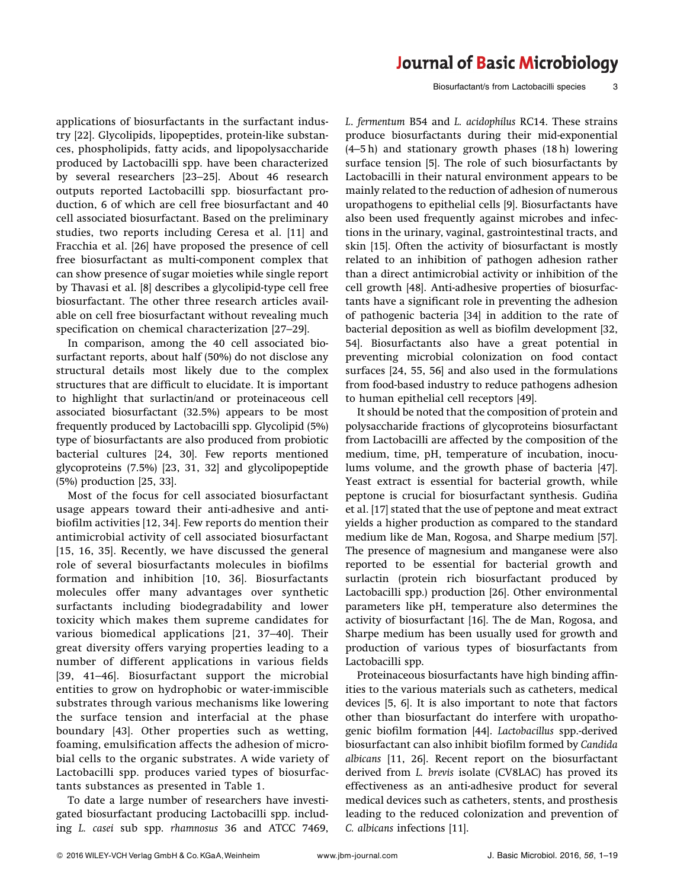applications of biosurfactants in the surfactant industry [22]. Glycolipids, lipopeptides, protein-like substances, phospholipids, fatty acids, and lipopolysaccharide produced by Lactobacilli spp. have been characterized by several researchers [23–25]. About 46 research outputs reported Lactobacilli spp. biosurfactant production, 6 of which are cell free biosurfactant and 40 cell associated biosurfactant. Based on the preliminary studies, two reports including Ceresa et al. [11] and Fracchia et al. [26] have proposed the presence of cell free biosurfactant as multi-component complex that can show presence of sugar moieties while single report by Thavasi et al. [8] describes a glycolipid-type cell free biosurfactant. The other three research articles available on cell free biosurfactant without revealing much specification on chemical characterization [27–29].

In comparison, among the 40 cell associated biosurfactant reports, about half (50%) do not disclose any structural details most likely due to the complex structures that are difficult to elucidate. It is important to highlight that surlactin/and or proteinaceous cell associated biosurfactant (32.5%) appears to be most frequently produced by Lactobacilli spp. Glycolipid (5%) type of biosurfactants are also produced from probiotic bacterial cultures [24, 30]. Few reports mentioned glycoproteins (7.5%) [23, 31, 32] and glycolipopeptide (5%) production [25, 33].

Most of the focus for cell associated biosurfactant usage appears toward their anti-adhesive and antibiofilm activities [12, 34]. Few reports do mention their antimicrobial activity of cell associated biosurfactant [15, 16, 35]. Recently, we have discussed the general role of several biosurfactants molecules in biofilms formation and inhibition [10, 36]. Biosurfactants molecules offer many advantages over synthetic surfactants including biodegradability and lower toxicity which makes them supreme candidates for various biomedical applications [21, 37–40]. Their great diversity offers varying properties leading to a number of different applications in various fields [39, 41–46]. Biosurfactant support the microbial entities to grow on hydrophobic or water-immiscible substrates through various mechanisms like lowering the surface tension and interfacial at the phase boundary [43]. Other properties such as wetting, foaming, emulsification affects the adhesion of microbial cells to the organic substrates. A wide variety of Lactobacilli spp. produces varied types of biosurfactants substances as presented in Table 1.

To date a large number of researchers have investigated biosurfactant producing Lactobacilli spp. including *L. casei* sub spp. *rhamnosus* 36 and ATCC 7469, *L. fermentum* B54 and *L. acidophilus* RC14. These strains produce biosurfactants during their mid-exponential (4–5 h) and stationary growth phases (18 h) lowering surface tension [5]. The role of such biosurfactants by Lactobacilli in their natural environment appears to be mainly related to the reduction of adhesion of numerous uropathogens to epithelial cells [9]. Biosurfactants have also been used frequently against microbes and infections in the urinary, vaginal, gastrointestinal tracts, and skin [15]. Often the activity of biosurfactant is mostly related to an inhibition of pathogen adhesion rather than a direct antimicrobial activity or inhibition of the cell growth [48]. Anti-adhesive properties of biosurfactants have a significant role in preventing the adhesion of pathogenic bacteria [34] in addition to the rate of bacterial deposition as well as biofilm development [32, 54]. Biosurfactants also have a great potential in preventing microbial colonization on food contact surfaces [24, 55, 56] and also used in the formulations from food-based industry to reduce pathogens adhesion to human epithelial cell receptors [49].

It should be noted that the composition of protein and polysaccharide fractions of glycoproteins biosurfactant from Lactobacilli are affected by the composition of the medium, time, pH, temperature of incubation, inoculums volume, and the growth phase of bacteria [47]. Yeast extract is essential for bacterial growth, while peptone is crucial for biosurfactant synthesis. Gudiña et al. [17] stated that the use of peptone and meat extract yields a higher production as compared to the standard medium like de Man, Rogosa, and Sharpe medium [57]. The presence of magnesium and manganese were also reported to be essential for bacterial growth and surlactin (protein rich biosurfactant produced by Lactobacilli spp.) production [26]. Other environmental parameters like pH, temperature also determines the activity of biosurfactant [16]. The de Man, Rogosa, and Sharpe medium has been usually used for growth and production of various types of biosurfactants from Lactobacilli spp.

Proteinaceous biosurfactants have high binding affinities to the various materials such as catheters, medical devices [5, 6]. It is also important to note that factors other than biosurfactant do interfere with uropathogenic biofilm formation [44]. *Lactobacillus* spp.-derived biosurfactant can also inhibit biofilm formed by *Candida albicans* [11, 26]. Recent report on the biosurfactant derived from *L. brevis* isolate (CV8LAC) has proved its effectiveness as an anti-adhesive product for several medical devices such as catheters, stents, and prosthesis leading to the reduced colonization and prevention of *C. albicans* infections [11].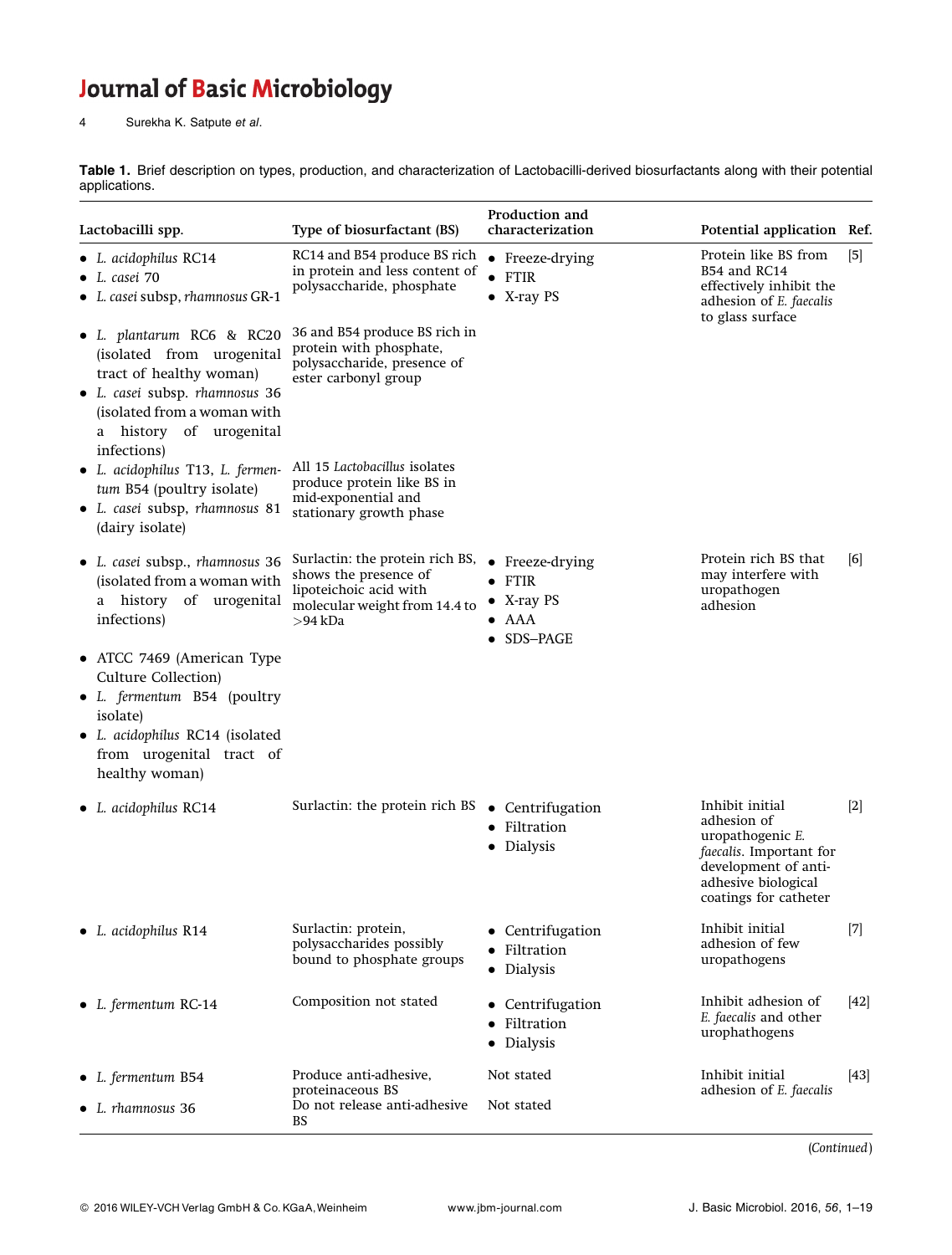**Table 1.** Brief description on types, production, and characterization of Lactobacilli-derived biosurfactants along with their potential applications.

| Lactobacilli spp. | Type of biosurfactant (BS) | Production and characterization | Potential application | Ref. |
|---|---|---|---|---|
| • *L. acidophilus* RC14<br>• *L. casei* 70<br>• *L. casei* subsp, *rhamnosus* GR-1 | RC14 and B54 produce BS rich in protein and less content of polysaccharide, phosphate | • Freeze-drying<br>• FTIR<br>• X-ray PS | Protein like BS from B54 and RC14 effectively inhibit the adhesion of *E. faecalis* to glass surface | [5] |
| • *L. plantarum* RC6 & RC20 (isolated from urogenital tract of healthy woman)<br>• *L. casei* subsp. *rhamnosus* 36 (isolated from a woman with a history of urogenital infections) | 36 and B54 produce BS rich in protein with phosphate, polysaccharide, presence of ester carbonyl group | | | |
| • *L. acidophilus* T13, *L. fermentum* B54 (poultry isolate)<br>• *L. casei* subsp, *rhamnosus* 81 (dairy isolate) | All 15 *Lactobacillus* isolates produce protein like BS in mid-exponential and stationary growth phase | | | |
| • *L. casei* subsp., *rhamnosus* 36 (isolated from a woman with a history of urogenital infections) | Surlactin: the protein rich BS, shows the presence of lipoteichoic acid with molecular weight from 14.4 to >94 kDa | • Freeze-drying<br>• FTIR<br>• X-ray PS<br>• AAA<br>• SDS–PAGE | Protein rich BS that may interfere with uropathogen adhesion | [6] |
| • ATCC 7469 (American Type Culture Collection)<br>• *L. fermentum* B54 (poultry isolate)<br>• *L. acidophilus* RC14 (isolated from urogenital tract of healthy woman) | | | | |
| • *L. acidophilus* RC14 | Surlactin: the protein rich BS | • Centrifugation<br>• Filtration<br>• Dialysis | Inhibit initial adhesion of uropathogenic *E. faecalis*. Important for development of anti-adhesive biological coatings for catheter | [2] |
| • *L. acidophilus* R14 | Surlactin: protein, polysaccharides possibly bound to phosphate groups | • Centrifugation<br>• Filtration<br>• Dialysis | Inhibit initial adhesion of few uropathogens | [7] |
| • *L. fermentum* RC-14 | Composition not stated | • Centrifugation<br>• Filtration<br>• Dialysis | Inhibit adhesion of *E. faecalis* and other urophathogens | [42] |
| • *L. fermentum* B54 | Produce anti-adhesive, proteinaceous BS | Not stated | Inhibit initial adhesion of *E. faecalis* | [43] |
| • *L. rhamnosus* 36 | Do not release anti-adhesive BS | Not stated | | |

(*Continued*)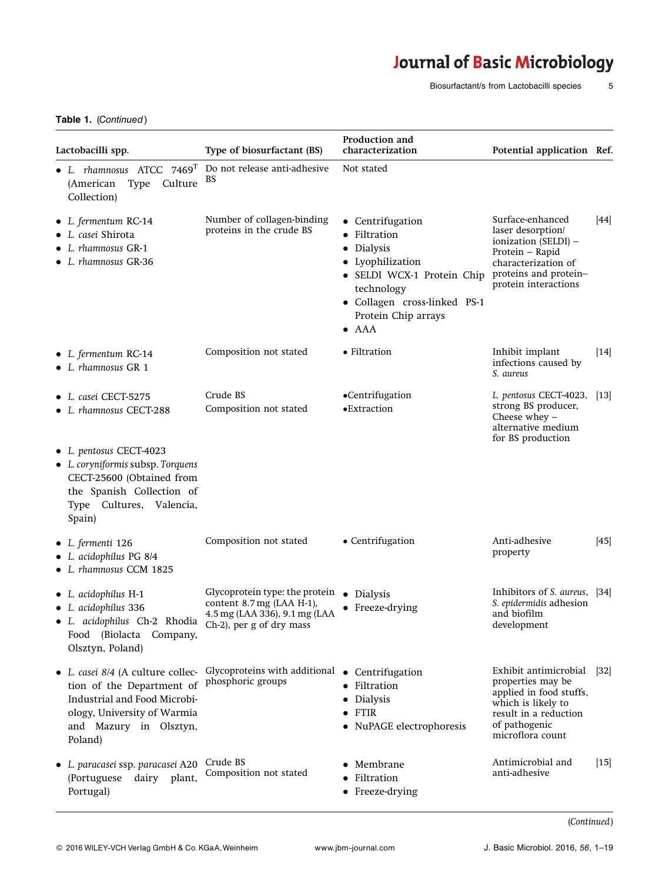**Table 1.** (*Continued*)

| Lactobacilli spp. | Type of biosurfactant (BS) | Production and characterization | Potential application | Ref. |
|---|---|---|---|---|
| • *L. rhamnosus* ATCC 7469$^T$ (American Type Culture Collection) | Do not release anti-adhesive BS | Not stated | | |
| • *L. fermentum* RC-14<br>• *L. casei* Shirota<br>• *L. rhamnosus* GR-1<br>• *L. rhamnosus* GR-36 | Number of collagen-binding proteins in the crude BS | • Centrifugation<br>• Filtration<br>• Dialysis<br>• Lyophilization<br>• SELDI WCX-1 Protein Chip technology<br>• Collagen cross-linked PS-1 Protein Chip arrays<br>• AAA | Surface-enhanced laser desorption/ ionization (SELDI) – Protein – Rapid characterization of proteins and protein–protein interactions | [44] |
| • *L. fermentum* RC-14<br>• *L. rhamnosus* GR 1 | Composition not stated | • Filtration | Inhibit implant infections caused by *S. aureus* | [14] |
| • *L. casei* CECT-5275<br>• *L. rhamnosus* CECT-288<br><br>• *L. pentosus* CECT-4023<br>• *L. coryniformis* subsp. *Torquens* CECT-25600 (Obtained from the Spanish Collection of Type Cultures, Valencia, Spain) | Crude BS<br>Composition not stated | •Centrifugation<br>•Extraction | *L. pentosus* CECT-4023, strong BS producer, Cheese whey – alternative medium for BS production | [13] |
| • *L. fermenti* 126<br>• *L. acidophilus* PG 8/4<br>• *L. rhamnosus* CCM 1825 | Composition not stated | • Centrifugation | Anti-adhesive property | [45] |
| • *L. acidophilus* H-1<br>• *L. acidophilus* 336<br>• *L. acidophilus* Ch-2 Rhodia Food (Biolacta Company, Olsztyn, Poland) | Glycoprotein type: the protein content 8.7 mg (LAA H-1), 4.5 mg (LAA 336), 9.1 mg (LAA Ch-2), per g of dry mass | • Dialysis<br>• Freeze-drying | Inhibitors of *S. aureus*, *S. epidermidis* adhesion and biofilm development | [34] |
| • *L. casei* 8/4 (A culture collection of the Department of Industrial and Food Microbiology, University of Warmia and Mazury in Olsztyn, Poland) | Glycoproteins with additional phosphoric groups | • Centrifugation<br>• Filtration<br>• Dialysis<br>• FTIR<br>• NuPAGE electrophoresis | Exhibit antimicrobial properties may be applied in food stuffs, which is likely to result in a reduction of pathogenic microflora count | [32] |
| • *L. paracasei* ssp. *paracasei* A20 (Portuguese dairy plant, Portugal) | Crude BS<br>Composition not stated | • Membrane<br>• Filtration<br>• Freeze-drying | Antimicrobial and anti-adhesive | [15] |

(*Continued*)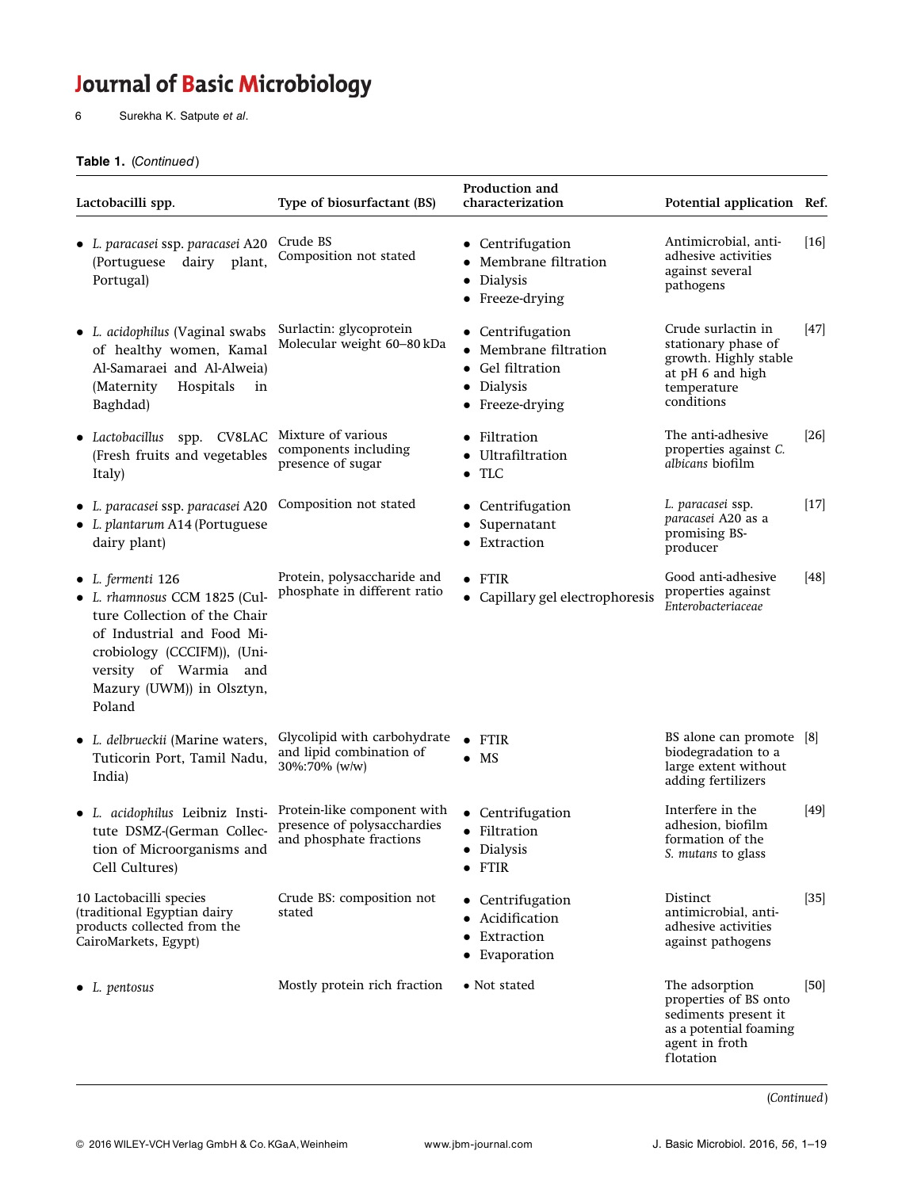**Table 1.** (*Continued*)

| Lactobacilli spp. | Type of biosurfactant (BS) | Production and characterization | Potential application | Ref. |
|---|---|---|---|---|
| • *L. paracasei* ssp. *paracasei* A20 (Portuguese dairy plant, Portugal) | Crude BS<br>Composition not stated | • Centrifugation<br>• Membrane filtration<br>• Dialysis<br>• Freeze-drying | Antimicrobial, anti-adhesive activities against several pathogens | [16] |
| • *L. acidophilus* (Vaginal swabs of healthy women, Kamal Al-Samaraei and Al-Alweia) (Maternity Hospitals in Baghdad) | Surlactin: glycoprotein<br>Molecular weight 60–80 kDa | • Centrifugation<br>• Membrane filtration<br>• Gel filtration<br>• Dialysis<br>• Freeze-drying | Crude surlactin in stationary phase of growth. Highly stable at pH 6 and high temperature conditions | [47] |
| • *Lactobacillus* spp. CV8LAC (Fresh fruits and vegetables Italy) | Mixture of various components including presence of sugar | • Filtration<br>• Ultrafiltration<br>• TLC | The anti-adhesive properties against *C. albicans* biofilm | [26] |
| • *L. paracasei* ssp. *paracasei* A20<br>• *L. plantarum* A14 (Portuguese dairy plant) | Composition not stated | • Centrifugation<br>• Supernatant<br>• Extraction | *L. paracasei* ssp. *paracasei* A20 as a promising BS-producer | [17] |
| • *L. fermenti* 126<br>• *L. rhamnosus* CCM 1825 (Culture Collection of the Chair of Industrial and Food Microbiology (CCCIFM)), (University of Warmia and Mazury (UWM)) in Olsztyn, Poland | Protein, polysaccharide and phosphate in different ratio | • FTIR<br>• Capillary gel electrophoresis | Good anti-adhesive properties against *Enterobacteriaceae* | [48] |
| • *L. delbrueckii* (Marine waters, Tuticorin Port, Tamil Nadu, India) | Glycolipid with carbohydrate and lipid combination of 30%:70% (w/w) | • FTIR<br>• MS | BS alone can promote biodegradation to a large extent without adding fertilizers | [8] |
| • *L. acidophilus* Leibniz Institute DSMZ-(German Collection of Microorganisms and Cell Cultures) | Protein-like component with presence of polysacchardies and phosphate fractions | • Centrifugation<br>• Filtration<br>• Dialysis<br>• FTIR | Interfere in the adhesion, biofilm formation of the *S. mutans* to glass | [49] |
| 10 Lactobacilli species (traditional Egyptian dairy products collected from the CairoMarkets, Egypt) | Crude BS: composition not stated | • Centrifugation<br>• Acidification<br>• Extraction<br>• Evaporation | Distinct antimicrobial, anti-adhesive activities against pathogens | [35] |
| • *L. pentosus* | Mostly protein rich fraction | • Not stated | The adsorption properties of BS onto sediments present it as a potential foaming agent in froth flotation | [50] |

(*Continued*)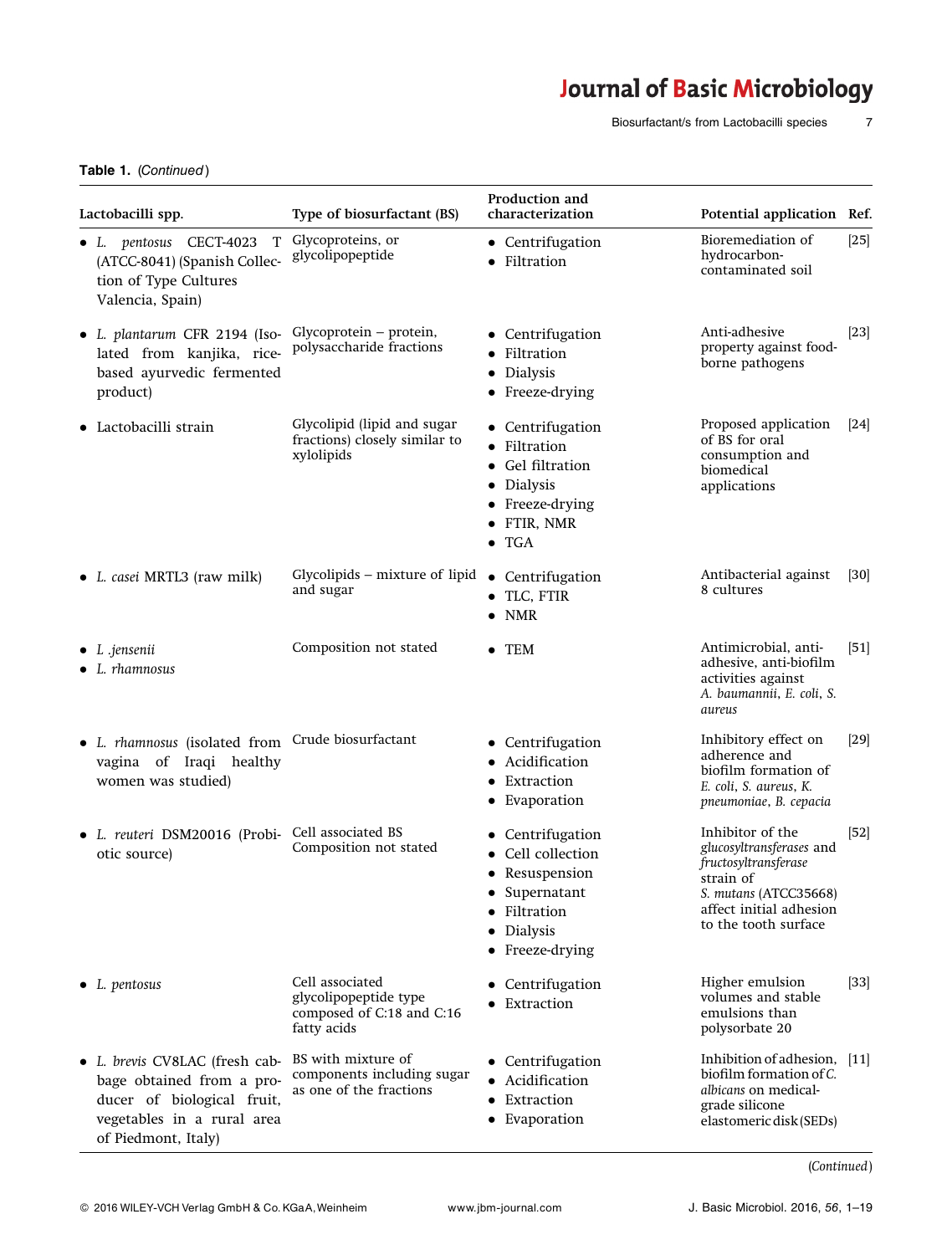**Table 1.** (*Continued*)

| Lactobacilli spp. | Type of biosurfactant (BS) | Production and characterization | Potential application | Ref. |
|---|---|---|---|---|
| • *L. pentosus* CECT-4023 T (ATCC-8041) (Spanish Collection of Type Cultures Valencia, Spain) | Glycoproteins, or glycolipopeptide | • Centrifugation<br>• Filtration | Bioremediation of hydrocarbon-contaminated soil | [25] |
| • *L. plantarum* CFR 2194 (Isolated from kanjika, rice-based ayurvedic fermented product) | Glycoprotein – protein, polysaccharide fractions | • Centrifugation<br>• Filtration<br>• Dialysis<br>• Freeze-drying | Anti-adhesive property against food-borne pathogens | [23] |
| • Lactobacilli strain | Glycolipid (lipid and sugar fractions) closely similar to xylolipids | • Centrifugation<br>• Filtration<br>• Gel filtration<br>• Dialysis<br>• Freeze-drying<br>• FTIR, NMR<br>• TGA | Proposed application of BS for oral consumption and biomedical applications | [24] |
| • *L. casei* MRTL3 (raw milk) | Glycolipids – mixture of lipid and sugar | • Centrifugation<br>• TLC, FTIR<br>• NMR | Antibacterial against 8 cultures | [30] |
| • *L .jensenii*<br>• *L. rhamnosus* | Composition not stated | • TEM | Antimicrobial, anti-adhesive, anti-biofilm activities against *A. baumannii*, *E. coli*, *S. aureus* | [51] |
| • *L. rhamnosus* (isolated from vagina of Iraqi healthy women was studied) | Crude biosurfactant | • Centrifugation<br>• Acidification<br>• Extraction<br>• Evaporation | Inhibitory effect on adherence and biofilm formation of *E. coli*, *S. aureus*, *K. pneumoniae*, *B. cepacia* | [29] |
| • *L. reuteri* DSM20016 (Probiotic source) | Cell associated BS Composition not stated | • Centrifugation<br>• Cell collection<br>• Resuspension<br>• Supernatant<br>• Filtration<br>• Dialysis<br>• Freeze-drying | Inhibitor of the *glucosyltransferases* and *fructosyltransferase* strain of *S. mutans* (ATCC35668) affect initial adhesion to the tooth surface | [52] |
| • *L. pentosus* | Cell associated glycolipopeptide type composed of C:18 and C:16 fatty acids | • Centrifugation<br>• Extraction | Higher emulsion volumes and stable emulsions than polysorbate 20 | [33] |
| • *L. brevis* CV8LAC (fresh cabbage obtained from a producer of biological fruit, vegetables in a rural area of Piedmont, Italy) | BS with mixture of components including sugar as one of the fractions | • Centrifugation<br>• Acidification<br>• Extraction<br>• Evaporation | Inhibition of adhesion, biofilm formation of *C. albicans* on medical-grade silicone elastomeric disk (SEDs) | [11] |

(*Continued*)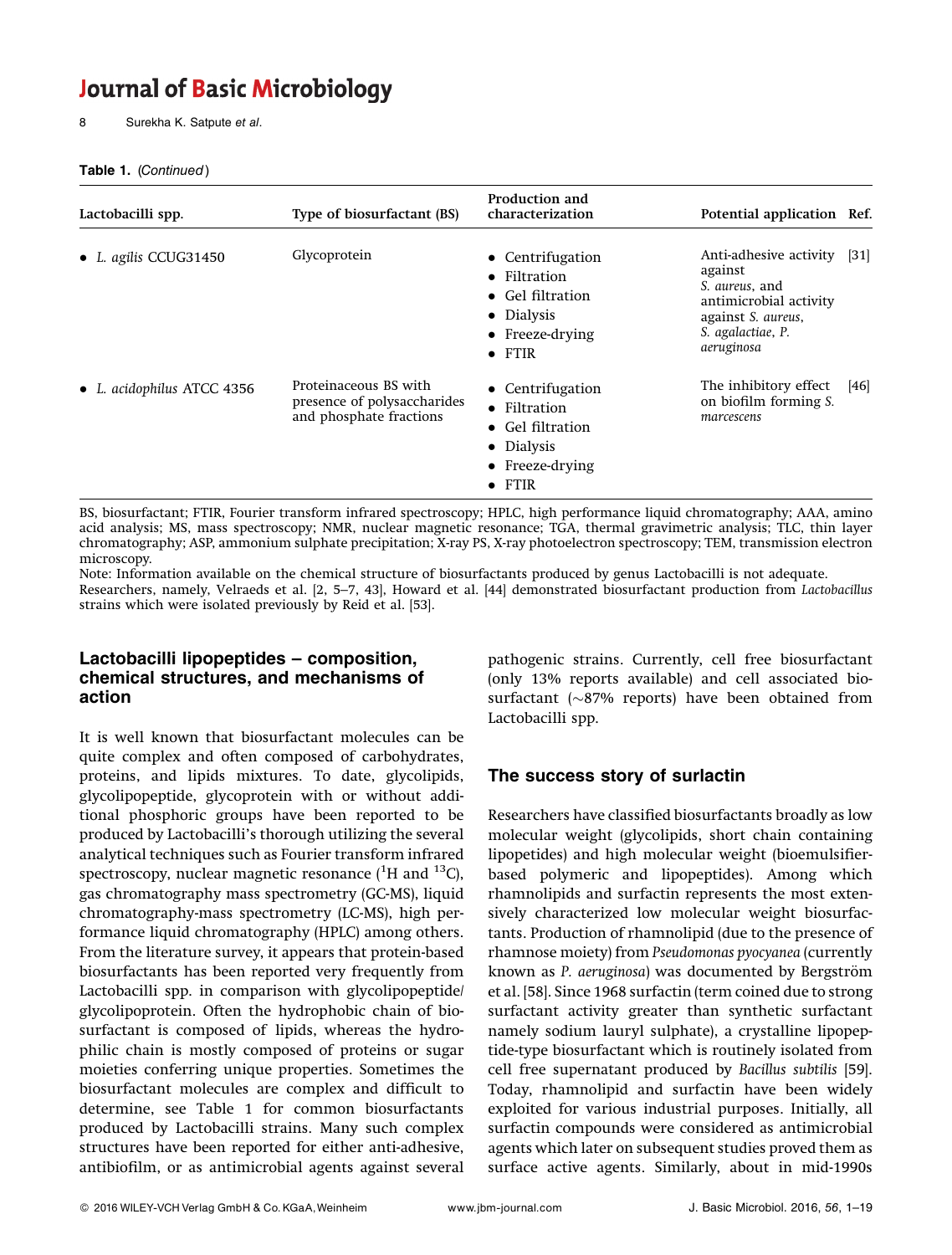**Table 1.** (*Continued*)

| Lactobacilli spp. | Type of biosurfactant (BS) | Production and characterization | Potential application | Ref. |
|---|---|---|---|---|
| • *L. agilis* CCUG31450 | Glycoprotein | • Centrifugation<br>• Filtration<br>• Gel filtration<br>• Dialysis<br>• Freeze-drying<br>• FTIR | Anti-adhesive activity against *S. aureus*, and antimicrobial activity against *S. aureus*, *S. agalactiae*, *P. aeruginosa* | [31] |
| • *L. acidophilus* ATCC 4356 | Proteinaceous BS with presence of polysaccharides and phosphate fractions | • Centrifugation<br>• Filtration<br>• Gel filtration<br>• Dialysis<br>• Freeze-drying<br>• FTIR | The inhibitory effect on biofilm forming *S. marcescens* | [46] |

BS, biosurfactant; FTIR, Fourier transform infrared spectroscopy; HPLC, high performance liquid chromatography; AAA, amino acid analysis; MS, mass spectroscopy; NMR, nuclear magnetic resonance; TGA, thermal gravimetric analysis; TLC, thin layer chromatography; ASP, ammonium sulphate precipitation; X-ray PS, X-ray photoelectron spectroscopy; TEM, transmission electron microscopy.
Note: Information available on the chemical structure of biosurfactants produced by genus Lactobacilli is not adequate.
Researchers, namely, Velraeds et al. [2, 5–7, 43], Howard et al. [44] demonstrated biosurfactant production from *Lactobacillus* strains which were isolated previously by Reid et al. [53].

## Lactobacilli lipopeptides – composition, chemical structures, and mechanisms of action

It is well known that biosurfactant molecules can be quite complex and often composed of carbohydrates, proteins, and lipids mixtures. To date, glycolipids, glycolipopeptide, glycoprotein with or without additional phosphoric groups have been reported to be produced by Lactobacilli's thorough utilizing the several analytical techniques such as Fourier transform infrared spectroscopy, nuclear magnetic resonance ($^{1}$H and $^{13}$C), gas chromatography mass spectrometry (GC-MS), liquid chromatography-mass spectrometry (LC-MS), high performance liquid chromatography (HPLC) among others. From the literature survey, it appears that protein-based biosurfactants has been reported very frequently from Lactobacilli spp. in comparison with glycolipopeptide/glycolipoprotein. Often the hydrophobic chain of biosurfactant is composed of lipids, whereas the hydrophilic chain is mostly composed of proteins or sugar moieties conferring unique properties. Sometimes the biosurfactant molecules are complex and difficult to determine, see Table 1 for common biosurfactants produced by Lactobacilli strains. Many such complex structures have been reported for either anti-adhesive, antibiofilm, or as antimicrobial agents against several pathogenic strains. Currently, cell free biosurfactant (only 13% reports available) and cell associated biosurfactant (~87% reports) have been obtained from Lactobacilli spp.

## The success story of surlactin

Researchers have classified biosurfactants broadly as low molecular weight (glycolipids, short chain containing lipopetides) and high molecular weight (bioemulsifier-based polymeric and lipopeptides). Among which rhamnolipids and surfactin represents the most extensively characterized low molecular weight biosurfactants. Production of rhamnolipid (due to the presence of rhamnose moiety) from *Pseudomonas pyocyanea* (currently known as *P. aeruginosa*) was documented by Bergström et al. [58]. Since 1968 surfactin (term coined due to strong surfactant activity greater than synthetic surfactant namely sodium lauryl sulphate), a crystalline lipopeptide-type biosurfactant which is routinely isolated from cell free supernatant produced by *Bacillus subtilis* [59]. Today, rhamnolipid and surfactin have been widely exploited for various industrial purposes. Initially, all surfactin compounds were considered as antimicrobial agents which later on subsequent studies proved them as surface active agents. Similarly, about in mid-1990s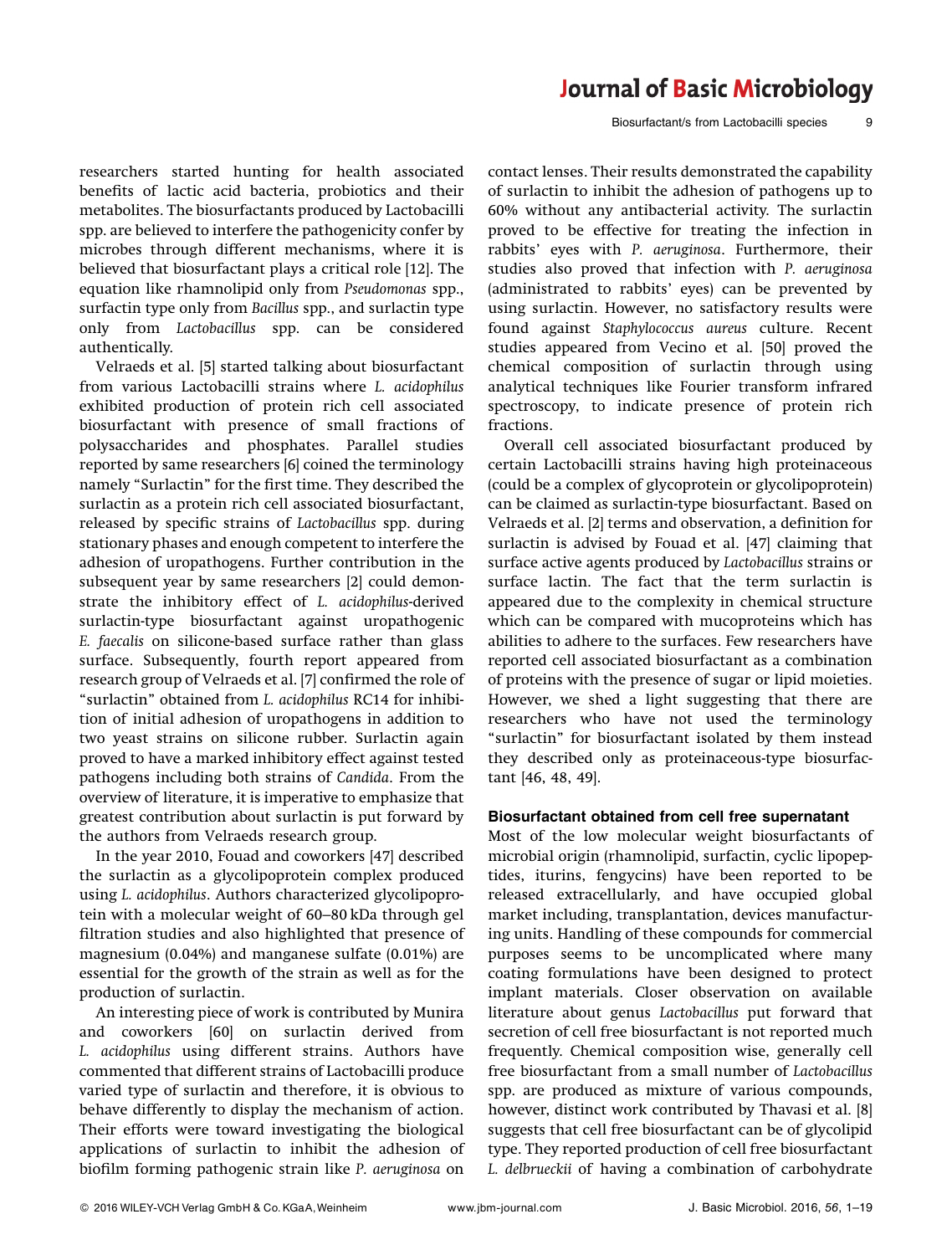researchers started hunting for health associated benefits of lactic acid bacteria, probiotics and their metabolites. The biosurfactants produced by Lactobacilli spp. are believed to interfere the pathogenicity confer by microbes through different mechanisms, where it is believed that biosurfactant plays a critical role [12]. The equation like rhamnolipid only from *Pseudomonas* spp., surfactin type only from *Bacillus* spp., and surlactin type only from *Lactobacillus* spp. can be considered authentically.

Velraeds et al. [5] started talking about biosurfactant from various Lactobacilli strains where *L. acidophilus* exhibited production of protein rich cell associated biosurfactant with presence of small fractions of polysaccharides and phosphates. Parallel studies reported by same researchers [6] coined the terminology namely "Surlactin" for the first time. They described the surlactin as a protein rich cell associated biosurfactant, released by specific strains of *Lactobacillus* spp. during stationary phases and enough competent to interfere the adhesion of uropathogens. Further contribution in the subsequent year by same researchers [2] could demonstrate the inhibitory effect of *L. acidophilus*-derived surlactin-type biosurfactant against uropathogenic *E. faecalis* on silicone-based surface rather than glass surface. Subsequently, fourth report appeared from research group of Velraeds et al. [7] confirmed the role of "surlactin" obtained from *L. acidophilus* RC14 for inhibition of initial adhesion of uropathogens in addition to two yeast strains on silicone rubber. Surlactin again proved to have a marked inhibitory effect against tested pathogens including both strains of *Candida*. From the overview of literature, it is imperative to emphasize that greatest contribution about surlactin is put forward by the authors from Velraeds research group.

In the year 2010, Fouad and coworkers [47] described the surlactin as a glycolipoprotein complex produced using *L. acidophilus*. Authors characterized glycolipoprotein with a molecular weight of 60–80 kDa through gel filtration studies and also highlighted that presence of magnesium (0.04%) and manganese sulfate (0.01%) are essential for the growth of the strain as well as for the production of surlactin.

An interesting piece of work is contributed by Munira and coworkers [60] on surlactin derived from *L. acidophilus* using different strains. Authors have commented that different strains of Lactobacilli produce varied type of surlactin and therefore, it is obvious to behave differently to display the mechanism of action. Their efforts were toward investigating the biological applications of surlactin to inhibit the adhesion of biofilm forming pathogenic strain like *P. aeruginosa* on contact lenses. Their results demonstrated the capability of surlactin to inhibit the adhesion of pathogens up to 60% without any antibacterial activity. The surlactin proved to be effective for treating the infection in rabbits' eyes with *P. aeruginosa*. Furthermore, their studies also proved that infection with *P. aeruginosa* (administrated to rabbits' eyes) can be prevented by using surlactin. However, no satisfactory results were found against *Staphylococcus aureus* culture. Recent studies appeared from Vecino et al. [50] proved the chemical composition of surlactin through using analytical techniques like Fourier transform infrared spectroscopy, to indicate presence of protein rich fractions.

Overall cell associated biosurfactant produced by certain Lactobacilli strains having high proteinaceous (could be a complex of glycoprotein or glycolipoprotein) can be claimed as surlactin-type biosurfactant. Based on Velraeds et al. [2] terms and observation, a definition for surlactin is advised by Fouad et al. [47] claiming that surface active agents produced by *Lactobacillus* strains or surface lactin. The fact that the term surlactin is appeared due to the complexity in chemical structure which can be compared with mucoproteins which has abilities to adhere to the surfaces. Few researchers have reported cell associated biosurfactant as a combination of proteins with the presence of sugar or lipid moieties. However, we shed a light suggesting that there are researchers who have not used the terminology "surlactin" for biosurfactant isolated by them instead they described only as proteinaceous-type biosurfactant [46, 48, 49].

### Biosurfactant obtained from cell free supernatant

Most of the low molecular weight biosurfactants of microbial origin (rhamnolipid, surfactin, cyclic lipopeptides, iturins, fengycins) have been reported to be released extracellularly, and have occupied global market including, transplantation, devices manufacturing units. Handling of these compounds for commercial purposes seems to be uncomplicated where many coating formulations have been designed to protect implant materials. Closer observation on available literature about genus *Lactobacillus* put forward that secretion of cell free biosurfactant is not reported much frequently. Chemical composition wise, generally cell free biosurfactant from a small number of *Lactobacillus* spp. are produced as mixture of various compounds, however, distinct work contributed by Thavasi et al. [8] suggests that cell free biosurfactant can be of glycolipid type. They reported production of cell free biosurfactant *L. delbrueckii* of having a combination of carbohydrate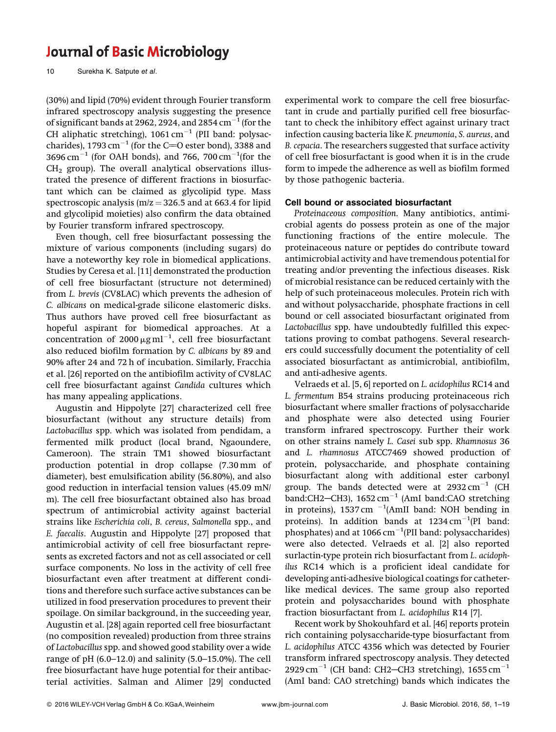(30%) and lipid (70%) evident through Fourier transform infrared spectroscopy analysis suggesting the presence of significant bands at 2962, 2924, and 2854 $cm^{-1}$ (for the CH aliphatic stretching), 1061 $cm^{-1}$ (PII band: polysaccharides), 1793 $cm^{-1}$ (for the C=O ester bond), 3388 and 3696 $cm^{-1}$ (for OAH bonds), and 766, 700 $cm^{-1}$(for the $CH_2$ group). The overall analytical observations illustrated the presence of different fractions in biosurfactant which can be claimed as glycolipid type. Mass spectroscopic analysis (m/z = 326.5 and at 663.4 for lipid and glycolipid moieties) also confirm the data obtained by Fourier transform infrared spectroscopy.

Even though, cell free biosurfactant possessing the mixture of various components (including sugars) do have a noteworthy key role in biomedical applications. Studies by Ceresa et al. [11] demonstrated the production of cell free biosurfactant (structure not determined) from *L. brevis* (CV8LAC) which prevents the adhesion of *C. albicans* on medical-grade silicone elastomeric disks. Thus authors have proved cell free biosurfactant as hopeful aspirant for biomedical approaches. At a concentration of 2000 $\mu g\,ml^{-1}$, cell free biosurfactant also reduced biofilm formation by *C. albicans* by 89 and 90% after 24 and 72 h of incubation. Similarly, Fracchia et al. [26] reported on the antibiofilm activity of CV8LAC cell free biosurfactant against *Candida* cultures which has many appealing applications.

Augustin and Hippolyte [27] characterized cell free biosurfactant (without any structure details) from *Lactobacillus* spp. which was isolated from pendidam, a fermented milk product (local brand, Ngaoundere, Cameroon). The strain TM1 showed biosurfactant production potential in drop collapse (7.30 mm of diameter), best emulsification ability (56.80%), and also good reduction in interfacial tension values (45.09 mN/m). The cell free biosurfactant obtained also has broad spectrum of antimicrobial activity against bacterial strains like *Escherichia coli*, *B. cereus*, *Salmonella* spp., and *E. faecalis*. Augustin and Hippolyte [27] proposed that antimicrobial activity of cell free biosurfactant represents as excreted factors and not as cell associated or cell surface components. No loss in the activity of cell free biosurfactant even after treatment at different conditions and therefore such surface active substances can be utilized in food preservation procedures to prevent their spoilage. On similar background, in the succeeding year, Augustin et al. [28] again reported cell free biosurfactant (no composition revealed) production from three strains of *Lactobacillus* spp. and showed good stability over a wide range of pH (6.0–12.0) and salinity (5.0–15.0%). The cell free biosurfactant have huge potential for their antibacterial activities. Salman and Alimer [29] conducted experimental work to compare the cell free biosurfactant in crude and partially purified cell free biosurfactant to check the inhibitory effect against urinary tract infection causing bacteria like *K. pneumonia*, *S. aureus*, and *B. cepacia*. The researchers suggested that surface activity of cell free biosurfactant is good when it is in the crude form to impede the adherence as well as biofilm formed by those pathogenic bacteria.

### Cell bound or associated biosurfactant

*Proteinaceous composition.* Many antibiotics, antimicrobial agents do possess protein as one of the major functioning fractions of the entire molecule. The proteinaceous nature or peptides do contribute toward antimicrobial activity and have tremendous potential for treating and/or preventing the infectious diseases. Risk of microbial resistance can be reduced certainly with the help of such proteinaceous molecules. Protein rich with and without polysaccharide, phosphate fractions in cell bound or cell associated biosurfactant originated from *Lactobacillus* spp. have undoubtedly fulfilled this expectations proving to combat pathogens. Several researchers could successfully document the potentiality of cell associated biosurfactant as antimicrobial, antibiofilm, and anti-adhesive agents.

Velraeds et al. [5, 6] reported on *L. acidophilus* RC14 and *L. fermentum* B54 strains producing proteinaceous rich biosurfactant where smaller fractions of polysaccharide and phosphate were also detected using Fourier transform infrared spectroscopy. Further their work on other strains namely *L. Casei* sub spp. *Rhamnosus* 36 and *L. rhamnosus* ATCC7469 showed production of protein, polysaccharide, and phosphate containing biosurfactant along with additional ester carbonyl group. The bands detected were at 2932 $cm^{-1}$ (CH band:CH2—CH3), 1652 $cm^{-1}$ (AmI band:CAO stretching in proteins), 1537 $cm^{-1}$(AmII band: NOH bending in proteins). In addition bands at 1234 $cm^{-1}$(PI band: phosphates) and at 1066 $cm^{-1}$(PII band: polysaccharides) were also detected. Velraeds et al. [2] also reported surlactin-type protein rich biosurfactant from *L. acidophilus* RC14 which is a proficient ideal candidate for developing anti-adhesive biological coatings for catheter-like medical devices. The same group also reported protein and polysaccharides bound with phosphate fraction biosurfactant from *L. acidophilus* R14 [7].

Recent work by Shokouhfard et al. [46] reports protein rich containing polysaccharide-type biosurfactant from *L. acidophilus* ATCC 4356 which was detected by Fourier transform infrared spectroscopy analysis. They detected 2929 $cm^{-1}$ (CH band: CH2—CH3 stretching), 1655 $cm^{-1}$ (AmI band: CAO stretching) bands which indicates the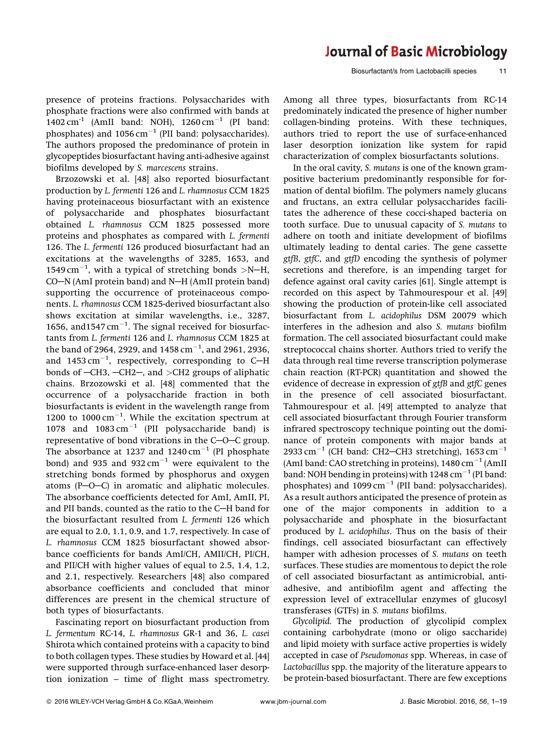presence of proteins fractions. Polysaccharides with phosphate fractions were also confirmed with bands at $1402\,cm^{-1}$ (AmII band: NOH), $1260\,cm^{-1}$ (PI band: phosphates) and $1056\,cm^{-1}$ (PII band: polysaccharides). The authors proposed the predominance of protein in glycopeptides biosurfactant having anti-adhesive against biofilms developed by *S. marcescens* strains.

Brzozowski et al. [48] also reported biosurfactant production by *L. fermenti* 126 and *L. rhamnosus* CCM 1825 having proteinaceous biosurfactant with an existence of polysaccharide and phosphates biosurfactant obtained *L. rhamnosus* CCM 1825 possessed more proteins and phosphates as compared with *L. fermenti* 126. The *L. fermenti* 126 produced biosurfactant had an excitations at the wavelengths of 3285, 1653, and $1549\,cm^{-1}$, with a typical of stretching bonds >N—H, CO—N (AmI protein band) and N—H (AmII protein band) supporting the occurrence of proteinaceous components. *L. rhamnosus* CCM 1825-derived biosurfactant also shows excitation at similar wavelengths, i.e., 3287, 1656, and1547 $cm^{-1}$. The signal received for biosurfactants from *L. fermenti* 126 and *L. rhamnosus* CCM 1825 at the band of 2964, 2929, and $1458\,cm^{-1}$, and 2961, 2936, and $1453\,cm^{-1}$, respectively, corresponding to C—H bonds of —CH3, —CH2—, and >CH2 groups of aliphatic chains. Brzozowski et al. [48] commented that the occurrence of a polysaccharide fraction in both biosurfactants is evident in the wavelength range from 1200 to $1000\,cm^{-1}$. While the excitation spectrum at 1078 and $1083\,cm^{-1}$ (PII polysaccharide band) is representative of bond vibrations in the C—O—C group. The absorbance at 1237 and $1240\,cm^{-1}$ (PI phosphate bond) and 935 and $932\,cm^{-1}$ were equivalent to the stretching bonds formed by phosphorus and oxygen atoms (P—O—C) in aromatic and aliphatic molecules. The absorbance coefficients detected for AmI, AmII, PI, and PII bands, counted as the ratio to the C—H band for the biosurfactant resulted from *L. fermenti* 126 which are equal to 2.0, 1.1, 0.9, and 1.7, respectively. In case of *L. rhamnosus* CCM 1825 biosurfactant showed absorbance coefficients for bands AmI/CH, AMII/CH, PI/CH, and PII/CH with higher values of equal to 2.5, 1.4, 1.2, and 2.1, respectively. Researchers [48] also compared absorbance coefficients and concluded that minor differences are present in the chemical structure of both types of biosurfactants.

Fascinating report on biosurfactant production from *L. fermentum* RC-14, *L. rhamnosus* GR-1 and 36, *L. casei* Shirota which contained proteins with a capacity to bind to both collagen types. These studies by Howard et al. [44] were supported through surface-enhanced laser desorption ionization – time of flight mass spectrometry. Among all three types, biosurfactants from RC-14 predominately indicated the presence of higher number collagen-binding proteins. With these techniques, authors tried to report the use of surface-enhanced laser desorption ionization like system for rapid characterization of complex biosurfactants solutions.

In the oral cavity, *S. mutans* is one of the known gram-positive bacterium predominantly responsible for formation of dental biofilm. The polymers namely glucans and fructans, an extra cellular polysaccharides facilitates the adherence of these cocci-shaped bacteria on tooth surface. Due to unusual capacity of *S. mutans* to adhere on tooth and initiate development of biofilms ultimately leading to dental caries. The gene cassette *gtfB*, *gtfC*, and *gtfD* encoding the synthesis of polymer secretions and therefore, is an impending target for defence against oral cavity caries [61]. Single attempt is recorded on this aspect by Tahmourespour et al. [49] showing the production of protein-like cell associated biosurfactant from *L. acidophilus* DSM 20079 which interferes in the adhesion and also *S. mutans* biofilm formation. The cell associated biosurfactant could make streptococcal chains shorter. Authors tried to verify the data through real time reverse transcription polymerase chain reaction (RT-PCR) quantitation and showed the evidence of decrease in expression of *gtfB* and *gtfC* genes in the presence of cell associated biosurfactant. Tahmourespour et al. [49] attempted to analyze that cell associated biosurfactant through Fourier transform infrared spectroscopy technique pointing out the dominance of protein components with major bands at $2933\,cm^{-1}$ (CH band: CH2—CH3 stretching), $1653\,cm^{-1}$ (AmI band: CAO stretching in proteins), $1480\,cm^{-1}$ (AmII band: NOH bending in proteins) with $1248\,cm^{-1}$ (PI band: phosphates) and $1099\,cm^{-1}$ (PII band: polysaccharides). As a result authors anticipated the presence of protein as one of the major components in addition to a polysaccharide and phosphate in the biosurfactant produced by *L. acidophilus*. Thus on the basis of their findings, cell associated biosurfactant can effectively hamper with adhesion processes of *S. mutans* on teeth surfaces. These studies are momentous to depict the role of cell associated biosurfactant as antimicrobial, anti-adhesive, and antibiofilm agent and affecting the expression level of extracellular enzymes of glucosyl transferases (GTFs) in *S. mutans* biofilms.

*Glycolipid.* The production of glycolipid complex containing carbohydrate (mono or oligo saccharide) and lipid moiety with surface active properties is widely accepted in case of *Pseudomonas* spp. Whereas, in case of *Lactobacillus* spp. the majority of the literature appears to be protein-based biosurfactant. There are few exceptions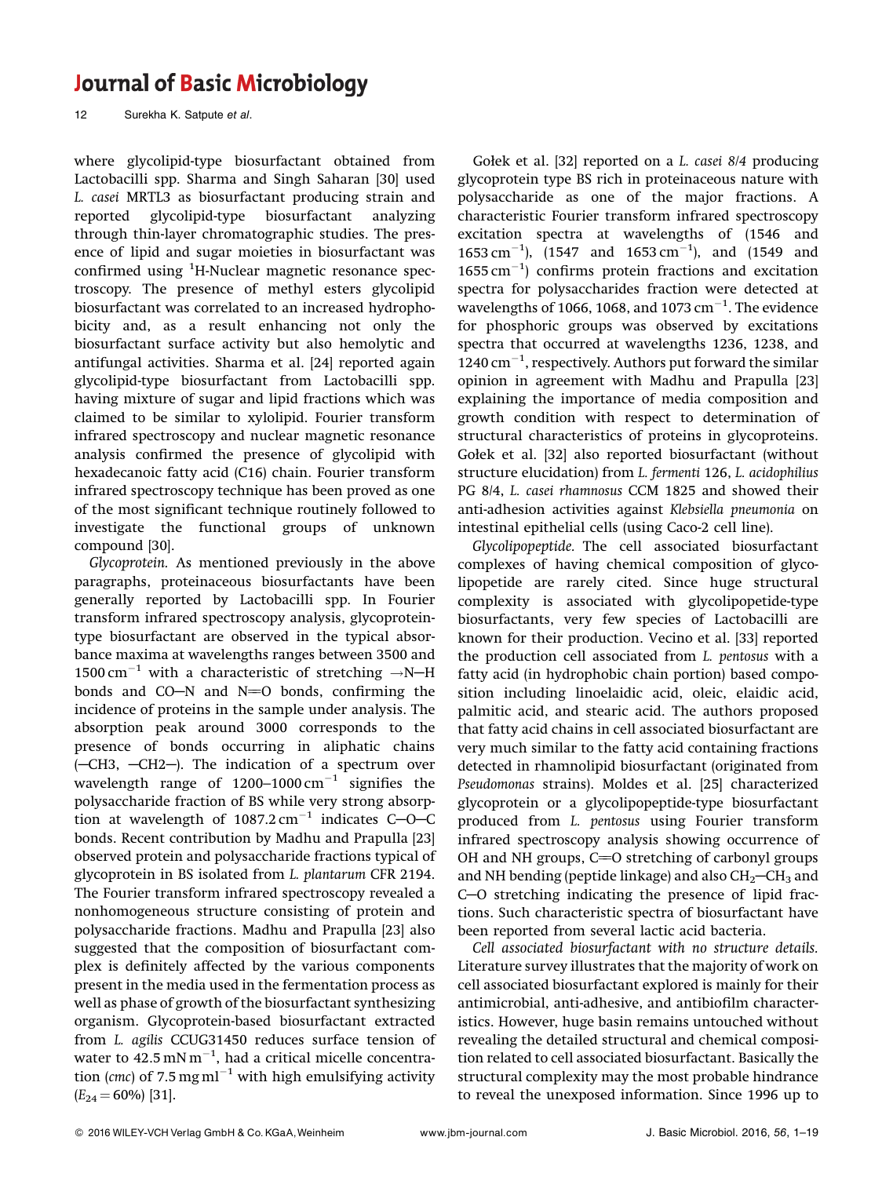where glycolipid-type biosurfactant obtained from Lactobacilli spp. Sharma and Singh Saharan [30] used *L. casei* MRTL3 as biosurfactant producing strain and reported glycolipid-type biosurfactant analyzing through thin-layer chromatographic studies. The presence of lipid and sugar moieties in biosurfactant was confirmed using $^1$H-Nuclear magnetic resonance spectroscopy. The presence of methyl esters glycolipid biosurfactant was correlated to an increased hydrophobicity and, as a result enhancing not only the biosurfactant surface activity but also hemolytic and antifungal activities. Sharma et al. [24] reported again glycolipid-type biosurfactant from Lactobacilli spp. having mixture of sugar and lipid fractions which was claimed to be similar to xylolipid. Fourier transform infrared spectroscopy and nuclear magnetic resonance analysis confirmed the presence of glycolipid with hexadecanoic fatty acid (C16) chain. Fourier transform infrared spectroscopy technique has been proved as one of the most significant technique routinely followed to investigate the functional groups of unknown compound [30].

*Glycoprotein.* As mentioned previously in the above paragraphs, proteinaceous biosurfactants have been generally reported by Lactobacilli spp. In Fourier transform infrared spectroscopy analysis, glycoprotein-type biosurfactant are observed in the typical absorbance maxima at wavelengths ranges between 3500 and 1500 cm$^{-1}$ with a characteristic of stretching →N—H bonds and CO—N and N=O bonds, confirming the incidence of proteins in the sample under analysis. The absorption peak around 3000 corresponds to the presence of bonds occurring in aliphatic chains (—CH3, —CH2—). The indication of a spectrum over wavelength range of 1200–1000 cm$^{-1}$ signifies the polysaccharide fraction of BS while very strong absorption at wavelength of 1087.2 cm$^{-1}$ indicates C—O—C bonds. Recent contribution by Madhu and Prapulla [23] observed protein and polysaccharide fractions typical of glycoprotein in BS isolated from *L. plantarum* CFR 2194. The Fourier transform infrared spectroscopy revealed a nonhomogeneous structure consisting of protein and polysaccharide fractions. Madhu and Prapulla [23] also suggested that the composition of biosurfactant complex is definitely affected by the various components present in the media used in the fermentation process as well as phase of growth of the biosurfactant synthesizing organism. Glycoprotein-based biosurfactant extracted from *L. agilis* CCUG31450 reduces surface tension of water to 42.5 mN m$^{-1}$, had a critical micelle concentration (*cmc*) of 7.5 mg ml$^{-1}$ with high emulsifying activity ($E_{24}$ = 60%) [31].

Gołek et al. [32] reported on a *L. casei* 8/4 producing glycoprotein type BS rich in proteinaceous nature with polysaccharide as one of the major fractions. A characteristic Fourier transform infrared spectroscopy excitation spectra at wavelengths of (1546 and 1653 cm$^{-1}$), (1547 and 1653 cm$^{-1}$), and (1549 and 1655 cm$^{-1}$) confirms protein fractions and excitation spectra for polysaccharides fraction were detected at wavelengths of 1066, 1068, and 1073 cm$^{-1}$. The evidence for phosphoric groups was observed by excitations spectra that occurred at wavelengths 1236, 1238, and 1240 cm$^{-1}$, respectively. Authors put forward the similar opinion in agreement with Madhu and Prapulla [23] explaining the importance of media composition and growth condition with respect to determination of structural characteristics of proteins in glycoproteins. Gołek et al. [32] also reported biosurfactant (without structure elucidation) from *L. fermenti* 126, *L. acidophilius* PG 8/4, *L. casei rhamnosus* CCM 1825 and showed their anti-adhesion activities against *Klebsiella pneumonia* on intestinal epithelial cells (using Caco-2 cell line).

*Glycolipopeptide.* The cell associated biosurfactant complexes of having chemical composition of glycolipopetide are rarely cited. Since huge structural complexity is associated with glycolipopetide-type biosurfactants, very few species of Lactobacilli are known for their production. Vecino et al. [33] reported the production cell associated from *L. pentosus* with a fatty acid (in hydrophobic chain portion) based composition including linoelaidic acid, oleic, elaidic acid, palmitic acid, and stearic acid. The authors proposed that fatty acid chains in cell associated biosurfactant are very much similar to the fatty acid containing fractions detected in rhamnolipid biosurfactant (originated from *Pseudomonas* strains). Moldes et al. [25] characterized glycoprotein or a glycolipopeptide-type biosurfactant produced from *L. pentosus* using Fourier transform infrared spectroscopy analysis showing occurrence of OH and NH groups, C=O stretching of carbonyl groups and NH bending (peptide linkage) and also $CH_2$—$CH_3$ and C—O stretching indicating the presence of lipid fractions. Such characteristic spectra of biosurfactant have been reported from several lactic acid bacteria.

*Cell associated biosurfactant with no structure details.* Literature survey illustrates that the majority of work on cell associated biosurfactant explored is mainly for their antimicrobial, anti-adhesive, and antibiofilm characteristics. However, huge basin remains untouched without revealing the detailed structural and chemical composition related to cell associated biosurfactant. Basically the structural complexity may the most probable hindrance to reveal the unexposed information. Since 1996 up to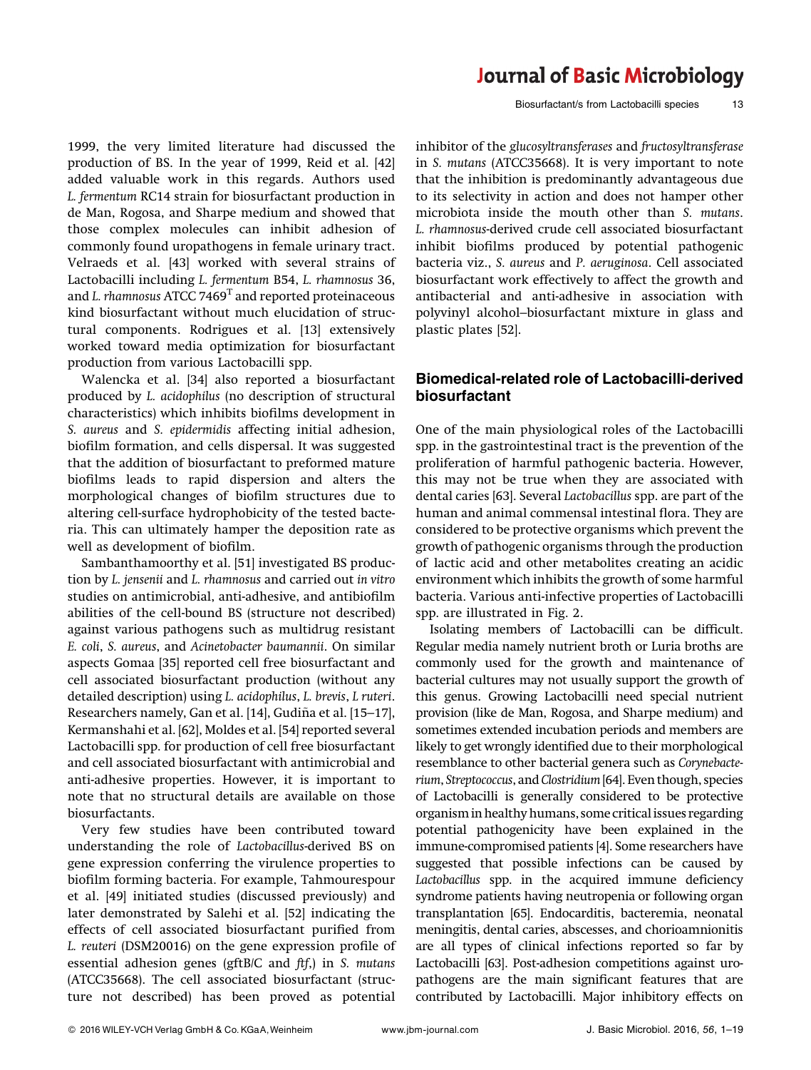1999, the very limited literature had discussed the production of BS. In the year of 1999, Reid et al. [42] added valuable work in this regards. Authors used *L. fermentum* RC14 strain for biosurfactant production in de Man, Rogosa, and Sharpe medium and showed that those complex molecules can inhibit adhesion of commonly found uropathogens in female urinary tract. Velraeds et al. [43] worked with several strains of Lactobacilli including *L. fermentum* B54, *L. rhamnosus* 36, and *L. rhamnosus* ATCC 7469$^{T}$ and reported proteinaceous kind biosurfactant without much elucidation of structural components. Rodrigues et al. [13] extensively worked toward media optimization for biosurfactant production from various Lactobacilli spp.

Walencka et al. [34] also reported a biosurfactant produced by *L. acidophilus* (no description of structural characteristics) which inhibits biofilms development in *S. aureus* and *S. epidermidis* affecting initial adhesion, biofilm formation, and cells dispersal. It was suggested that the addition of biosurfactant to preformed mature biofilms leads to rapid dispersion and alters the morphological changes of biofilm structures due to altering cell-surface hydrophobicity of the tested bacteria. This can ultimately hamper the deposition rate as well as development of biofilm.

Sambanthamoorthy et al. [51] investigated BS production by *L. jensenii* and *L. rhamnosus* and carried out *in vitro* studies on antimicrobial, anti-adhesive, and antibiofilm abilities of the cell-bound BS (structure not described) against various pathogens such as multidrug resistant *E. coli*, *S. aureus*, and *Acinetobacter baumannii*. On similar aspects Gomaa [35] reported cell free biosurfactant and cell associated biosurfactant production (without any detailed description) using *L. acidophilus*, *L. brevis*, *L ruteri*. Researchers namely, Gan et al. [14], Gudiña et al. [15–17], Kermanshahi et al. [62], Moldes et al. [54] reported several Lactobacilli spp. for production of cell free biosurfactant and cell associated biosurfactant with antimicrobial and anti-adhesive properties. However, it is important to note that no structural details are available on those biosurfactants.

Very few studies have been contributed toward understanding the role of *Lactobacillus*-derived BS on gene expression conferring the virulence properties to biofilm forming bacteria. For example, Tahmourespour et al. [49] initiated studies (discussed previously) and later demonstrated by Salehi et al. [52] indicating the effects of cell associated biosurfactant purified from *L. reuteri* (DSM20016) on the gene expression profile of essential adhesion genes (gftB/C and *ftf*,) in *S. mutans* (ATCC35668). The cell associated biosurfactant (structure not described) has been proved as potential inhibitor of the *glucosyltransferases* and *fructosyltransferase* in *S. mutans* (ATCC35668). It is very important to note that the inhibition is predominantly advantageous due to its selectivity in action and does not hamper other microbiota inside the mouth other than *S. mutans*. *L. rhamnosus*-derived crude cell associated biosurfactant inhibit biofilms produced by potential pathogenic bacteria viz., *S. aureus* and *P. aeruginosa*. Cell associated biosurfactant work effectively to affect the growth and antibacterial and anti-adhesive in association with polyvinyl alcohol–biosurfactant mixture in glass and plastic plates [52].

## Biomedical-related role of Lactobacilli-derived biosurfactant

One of the main physiological roles of the Lactobacilli spp. in the gastrointestinal tract is the prevention of the proliferation of harmful pathogenic bacteria. However, this may not be true when they are associated with dental caries [63]. Several *Lactobacillus* spp. are part of the human and animal commensal intestinal flora. They are considered to be protective organisms which prevent the growth of pathogenic organisms through the production of lactic acid and other metabolites creating an acidic environment which inhibits the growth of some harmful bacteria. Various anti-infective properties of Lactobacilli spp. are illustrated in Fig. 2.

Isolating members of Lactobacilli can be difficult. Regular media namely nutrient broth or Luria broths are commonly used for the growth and maintenance of bacterial cultures may not usually support the growth of this genus. Growing Lactobacilli need special nutrient provision (like de Man, Rogosa, and Sharpe medium) and sometimes extended incubation periods and members are likely to get wrongly identified due to their morphological resemblance to other bacterial genera such as *Corynebacterium*, *Streptococcus*, and *Clostridium* [64]. Even though, species of Lactobacilli is generally considered to be protective organism in healthy humans, some critical issues regarding potential pathogenicity have been explained in the immune-compromised patients [4]. Some researchers have suggested that possible infections can be caused by *Lactobacillus* spp. in the acquired immune deficiency syndrome patients having neutropenia or following organ transplantation [65]. Endocarditis, bacteremia, neonatal meningitis, dental caries, abscesses, and chorioamnionitis are all types of clinical infections reported so far by Lactobacilli [63]. Post-adhesion competitions against uropathogens are the main significant features that are contributed by Lactobacilli. Major inhibitory effects on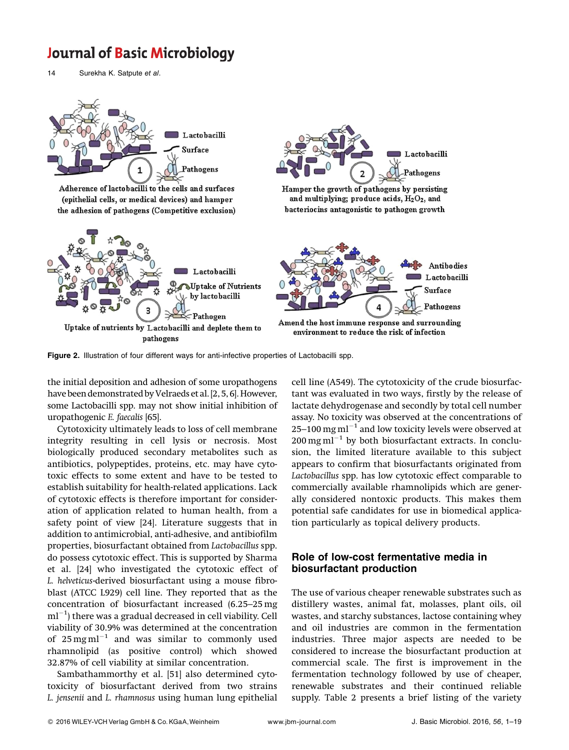Figure 2. Illustration of four different ways for anti-infective properties of Lactobacilli spp.

the initial deposition and adhesion of some uropathogens have been demonstrated by Velraeds et al. [2, 5, 6]. However, some Lactobacilli spp. may not show initial inhibition of uropathogenic *E. faecalis* [65].

Cytotoxicity ultimately leads to loss of cell membrane integrity resulting in cell lysis or necrosis. Most biologically produced secondary metabolites such as antibiotics, polypeptides, proteins, etc. may have cytotoxic effects to some extent and have to be tested to establish suitability for health-related applications. Lack of cytotoxic effects is therefore important for consideration of application related to human health, from a safety point of view [24]. Literature suggests that in addition to antimicrobial, anti-adhesive, and antibiofilm properties, biosurfactant obtained from *Lactobacillus* spp. do possess cytotoxic effect. This is supported by Sharma et al. [24] who investigated the cytotoxic effect of *L. helveticus*-derived biosurfactant using a mouse fibroblast (ATCC L929) cell line. They reported that as the concentration of biosurfactant increased (6.25–25 mg $ml^{-1}$) there was a gradual decreased in cell viability. Cell viability of 30.9% was determined at the concentration of 25 mg $ml^{-1}$ and was similar to commonly used rhamnolipid (as positive control) which showed 32.87% of cell viability at similar concentration.

Sambathammorthy et al. [51] also determined cytotoxicity of biosurfactant derived from two strains *L. jensenii* and *L. rhamnosus* using human lung epithelial cell line (A549). The cytotoxicity of the crude biosurfactant was evaluated in two ways, firstly by the release of lactate dehydrogenase and secondly by total cell number assay. No toxicity was observed at the concentrations of 25–100 mg $ml^{-1}$ and low toxicity levels were observed at 200 mg $ml^{-1}$ by both biosurfactant extracts. In conclusion, the limited literature available to this subject appears to confirm that biosurfactants originated from *Lactobacillus* spp. has low cytotoxic effect comparable to commercially available rhamnolipids which are generally considered nontoxic products. This makes them potential safe candidates for use in biomedical application particularly as topical delivery products.

## Role of low-cost fermentative media in biosurfactant production

The use of various cheaper renewable substrates such as distillery wastes, animal fat, molasses, plant oils, oil wastes, and starchy substances, lactose containing whey and oil industries are common in the fermentation industries. Three major aspects are needed to be considered to increase the biosurfactant production at commercial scale. The first is improvement in the fermentation technology followed by use of cheaper, renewable substrates and their continued reliable supply. Table 2 presents a brief listing of the variety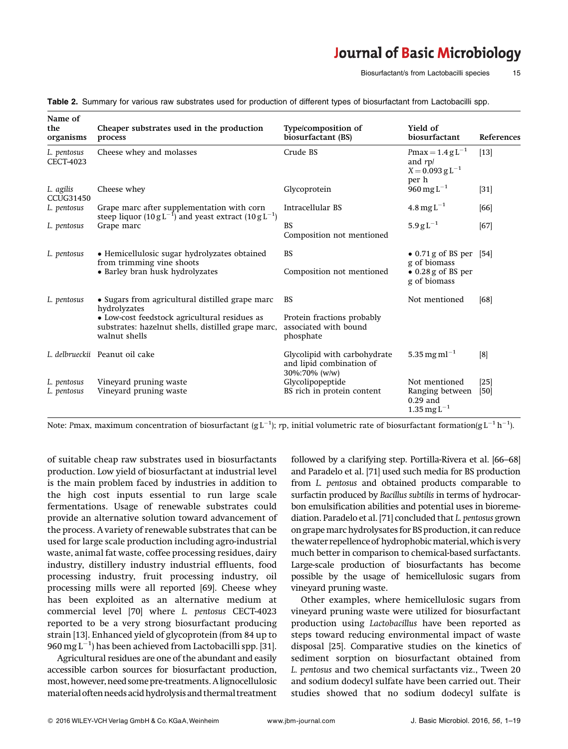**Table 2.** Summary for various raw substrates used for production of different types of biosurfactant from Lactobacilli spp.

| Name of the organisms | Cheaper substrates used in the production process | Type/composition of biosurfactant (BS) | Yield of biosurfactant | References |
|---|---|---|---|---|
| *L. pentosus* CECT-4023 | Cheese whey and molasses | Crude BS | $P\text{max} = 1.4\,\text{g L}^{-1}$ and $rp/X = 0.093\,\text{g L}^{-1}$ per h | [13] |
| *L. agilis* CCUG31450 | Cheese whey | Glycoprotein | $960\,\text{mg L}^{-1}$ | [31] |
| *L. pentosus* | Grape marc after supplementation with corn steep liquor ($10\,\text{g L}^{-1}$) and yeast extract ($10\,\text{g L}^{-1}$) | Intracellular BS | $4.8\,\text{mg L}^{-1}$ | [66] |
| *L. pentosus* | Grape marc | BS Composition not mentioned | $5.9\,\text{g L}^{-1}$ | [67] |
| *L. pentosus* | • Hemicellulosic sugar hydrolyzates obtained from trimming vine shoots • Barley bran husk hydrolyzates | BS Composition not mentioned | • 0.71 g of BS per g of biomass • 0.28 g of BS per g of biomass | [54] |
| *L. pentosus* | • Sugars from agricultural distilled grape marc hydrolyzates • Low-cost feedstock agricultural residues as substrates: hazelnut shells, distilled grape marc, walnut shells | BS Protein fractions probably associated with bound phosphate | Not mentioned | [68] |
| *L. delbrueckii* | Peanut oil cake | Glycolipid with carbohydrate and lipid combination of 30%:70% (w/w) | $5.35\,\text{mg ml}^{-1}$ | [8] |
| *L. pentosus* | Vineyard pruning waste | Glycolipopeptide | Not mentioned | [25] |
| *L. pentosus* | Vineyard pruning waste | BS rich in protein content | Ranging between 0.29 and $1.35\,\text{mg L}^{-1}$ | [50] |

Note: $P\text{max}$, maximum concentration of biosurfactant ($\text{g L}^{-1}$); $rp$, initial volumetric rate of biosurfactant formation($\text{g L}^{-1}\,\text{h}^{-1}$).

of suitable cheap raw substrates used in biosurfactants production. Low yield of biosurfactant at industrial level is the main problem faced by industries in addition to the high cost inputs essential to run large scale fermentations. Usage of renewable substrates could provide an alternative solution toward advancement of the process. A variety of renewable substrates that can be used for large scale production including agro-industrial waste, animal fat waste, coffee processing residues, dairy industry, distillery industry industrial effluents, food processing industry, fruit processing industry, oil processing mills were all reported [69]. Cheese whey has been exploited as an alternative medium at commercial level [70] where *L. pentosus* CECT-4023 reported to be a very strong biosurfactant producing strain [13]. Enhanced yield of glycoprotein (from 84 up to $960\,\text{mg L}^{-1}$) has been achieved from Lactobacilli spp. [31].

Agricultural residues are one of the abundant and easily accessible carbon sources for biosurfactant production, most, however, need some pre-treatments. A lignocellulosic material often needs acid hydrolysis and thermal treatment followed by a clarifying step. Portilla-Rivera et al. [66–68] and Paradelo et al. [71] used such media for BS production from *L. pentosus* and obtained products comparable to surfactin produced by *Bacillus subtilis* in terms of hydrocarbon emulsification abilities and potential uses in bioremediation. Paradelo et al. [71] concluded that *L. pentosus* grown on grape marc hydrolysates for BS production, it can reduce the water repellence of hydrophobic material, which is very much better in comparison to chemical-based surfactants. Large-scale production of biosurfactants has become possible by the usage of hemicellulosic sugars from vineyard pruning waste.

Other examples, where hemicellulosic sugars from vineyard pruning waste were utilized for biosurfactant production using *Lactobacillus* have been reported as steps toward reducing environmental impact of waste disposal [25]. Comparative studies on the kinetics of sediment sorption on biosurfactant obtained from *L. pentosus* and two chemical surfactants viz., Tween 20 and sodium dodecyl sulfate have been carried out. Their studies showed that no sodium dodecyl sulfate is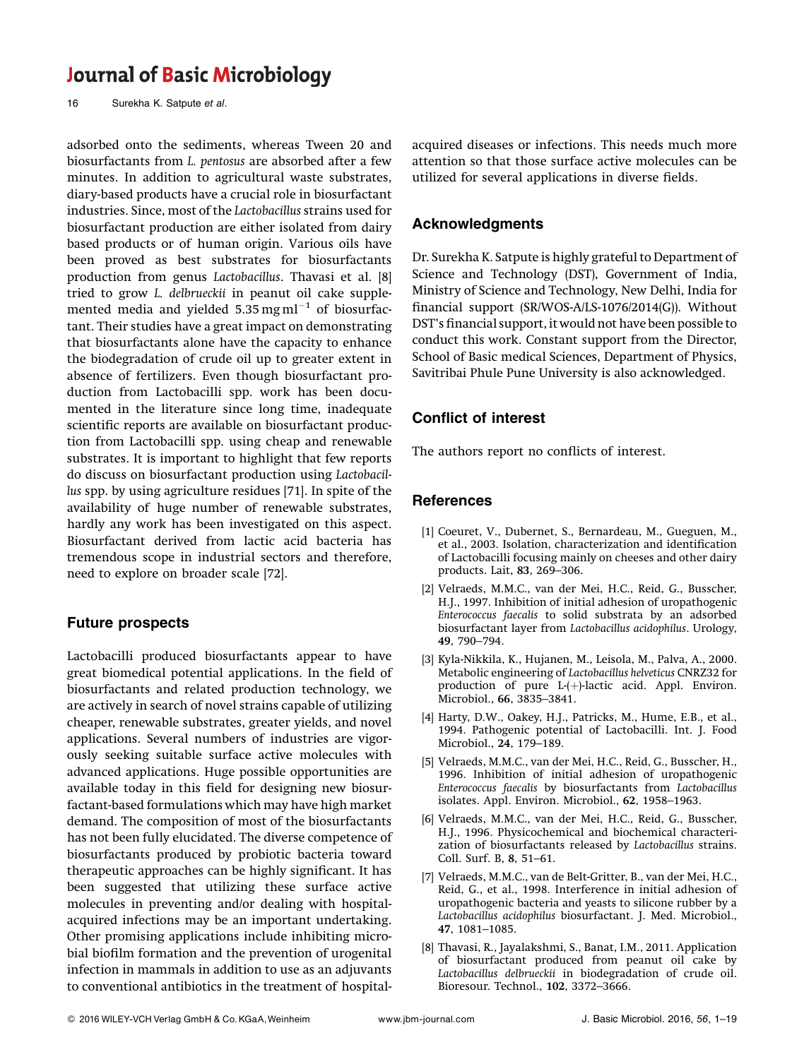adsorbed onto the sediments, whereas Tween 20 and biosurfactants from *L. pentosus* are absorbed after a few minutes. In addition to agricultural waste substrates, diary-based products have a crucial role in biosurfactant industries. Since, most of the *Lactobacillus* strains used for biosurfactant production are either isolated from dairy based products or of human origin. Various oils have been proved as best substrates for biosurfactants production from genus *Lactobacillus*. Thavasi et al. [8] tried to grow *L. delbrueckii* in peanut oil cake supplemented media and yielded 5.35 mg ml$^{-1}$ of biosurfactant. Their studies have a great impact on demonstrating that biosurfactants alone have the capacity to enhance the biodegradation of crude oil up to greater extent in absence of fertilizers. Even though biosurfactant production from Lactobacilli spp. work has been documented in the literature since long time, inadequate scientific reports are available on biosurfactant production from Lactobacilli spp. using cheap and renewable substrates. It is important to highlight that few reports do discuss on biosurfactant production using *Lactobacillus* spp. by using agriculture residues [71]. In spite of the availability of huge number of renewable substrates, hardly any work has been investigated on this aspect. Biosurfactant derived from lactic acid bacteria has tremendous scope in industrial sectors and therefore, need to explore on broader scale [72].

## Future prospects

Lactobacilli produced biosurfactants appear to have great biomedical potential applications. In the field of biosurfactants and related production technology, we are actively in search of novel strains capable of utilizing cheaper, renewable substrates, greater yields, and novel applications. Several numbers of industries are vigorously seeking suitable surface active molecules with advanced applications. Huge possible opportunities are available today in this field for designing new biosurfactant-based formulations which may have high market demand. The composition of most of the biosurfactants has not been fully elucidated. The diverse competence of biosurfactants produced by probiotic bacteria toward therapeutic approaches can be highly significant. It has been suggested that utilizing these surface active molecules in preventing and/or dealing with hospital-acquired infections may be an important undertaking. Other promising applications include inhibiting microbial biofilm formation and the prevention of urogenital infection in mammals in addition to use as an adjuvants to conventional antibiotics in the treatment of hospital-acquired diseases or infections. This needs much more attention so that those surface active molecules can be utilized for several applications in diverse fields.

## Acknowledgments

Dr. Surekha K. Satpute is highly grateful to Department of Science and Technology (DST), Government of India, Ministry of Science and Technology, New Delhi, India for financial support (SR/WOS-A/LS-1076/2014(G)). Without DST's financial support, it would not have been possible to conduct this work. Constant support from the Director, School of Basic medical Sciences, Department of Physics, Savitribai Phule Pune University is also acknowledged.

## Conflict of interest

The authors report no conflicts of interest.

## References

[1] Coeuret, V., Dubernet, S., Bernardeau, M., Gueguen, M., et al., 2003. Isolation, characterization and identification of Lactobacilli focusing mainly on cheeses and other dairy products. Lait, **83**, 269–306.

[2] Velraeds, M.M.C., van der Mei, H.C., Reid, G., Busscher, H.J., 1997. Inhibition of initial adhesion of uropathogenic *Enterococcus faecalis* to solid substrata by an adsorbed biosurfactant layer from *Lactobacillus acidophilus*. Urology, **49**, 790–794.

[3] Kyla-Nikkila, K., Hujanen, M., Leisola, M., Palva, A., 2000. Metabolic engineering of *Lactobacillus helveticus* CNRZ32 for production of pure L-(+)-lactic acid. Appl. Environ. Microbiol., **66**, 3835–3841.

[4] Harty, D.W., Oakey, H.J., Patricks, M., Hume, E.B., et al., 1994. Pathogenic potential of Lactobacilli. Int. J. Food Microbiol., **24**, 179–189.

[5] Velraeds, M.M.C., van der Mei, H.C., Reid, G., Busscher, H., 1996. Inhibition of initial adhesion of uropathogenic *Enterococcus faecalis* by biosurfactants from *Lactobacillus* isolates. Appl. Environ. Microbiol., **62**, 1958–1963.

[6] Velraeds, M.M.C., van der Mei, H.C., Reid, G., Busscher, H.J., 1996. Physicochemical and biochemical characterization of biosurfactants released by *Lactobacillus* strains. Coll. Surf. B, **8**, 51–61.

[7] Velraeds, M.M.C., van de Belt-Gritter, B., van der Mei, H.C., Reid, G., et al., 1998. Interference in initial adhesion of uropathogenic bacteria and yeasts to silicone rubber by a *Lactobacillus acidophilus* biosurfactant. J. Med. Microbiol., **47**, 1081–1085.

[8] Thavasi, R., Jayalakshmi, S., Banat, I.M., 2011. Application of biosurfactant produced from peanut oil cake by *Lactobacillus delbrueckii* in biodegradation of crude oil. Bioresour. Technol., **102**, 3372–3666.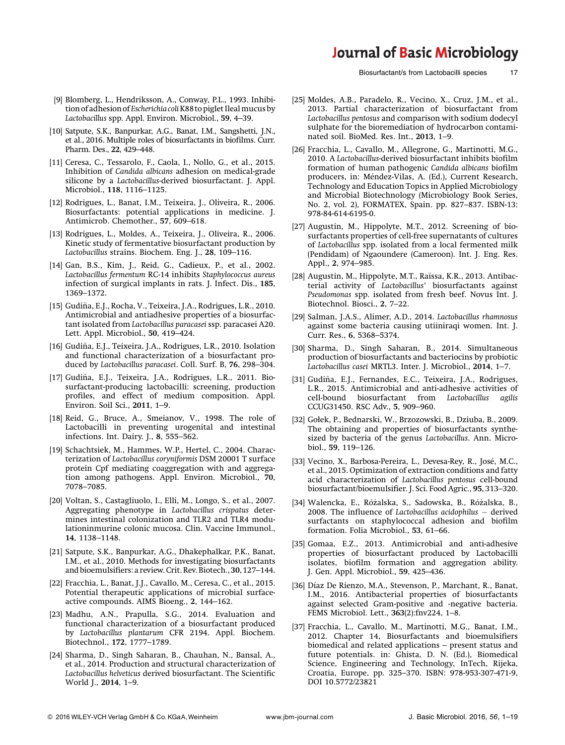[9] Blomberg, L., Hendriksson, A., Conway, P.L., 1993. Inhibition of adhesion of *Escherichia coli* K88 to piglet Ileal mucus by *Lactobacillus* spp. Appl. Environ. Microbiol., **59**, 4–39.

[10] Satpute, S.K., Banpurkar, A.G., Banat, I.M., Sangshetti, J.N., et al., 2016. Multiple roles of biosurfactants in biofilms. Curr. Pharm. Des., **22**, 429–448.

[11] Ceresa, C., Tessarolo, F., Caola, I., Nollo, G., et al., 2015. Inhibition of *Candida albicans* adhesion on medical-grade silicone by a *Lactobacillus*-derived biosurfactant. J. Appl. Microbiol., **118**, 1116–1125.

[12] Rodrigues, L., Banat, I.M., Teixeira, J., Oliveira, R., 2006. Biosurfactants: potential applications in medicine. J. Antimicrob. Chemother., **57**, 609–618.

[13] Rodrigues, L., Moldes, A., Teixeira, J., Oliveira, R., 2006. Kinetic study of fermentative biosurfactant production by *Lactobacillus* strains. Biochem. Eng. J., **28**, 109–116.

[14] Gan, B.S., Kim, J., Reid, G., Cadieux, P., et al., 2002. *Lactobacillus fermentum* RC-14 inhibits *Staphylococcus aureus* infection of surgical implants in rats. J. Infect. Dis., **185**, 1369–1372.

[15] Gudiña, E.J., Rocha, V., Teixeira, J.A., Rodrigues, L.R., 2010. Antimicrobial and antiadhesive properties of a biosurfactant isolated from *Lactobacillus paracasei* ssp. paracasei A20. Lett. Appl. Microbiol., **50**, 419–424.

[16] Gudiña, E.J., Teixeira, J.A., Rodrigues, L.R., 2010. Isolation and functional characterization of a biosurfactant produced by *Lactobacillus paracasei*. Coll. Surf. B, **76**, 298–304.

[17] Gudiña, E.J., Teixeira, J.A., Rodrigues, L.R., 2011. Biosurfactant-producing lactobacilli: screening, production profiles, and effect of medium composition. Appl. Environ. Soil Sci., **2011**, 1–9.

[18] Reid, G., Bruce, A., Smeianov, V., 1998. The role of Lactobacilli in preventing urogenital and intestinal infections. Int. Dairy. J., **8**, 555–562.

[19] Schachtsiek, M., Hammes, W.P., Hertel, C., 2004. Characterization of *Lactobacillus coryniformis* DSM 20001 T surface protein Cpf mediating coaggregation with and aggregation among pathogens. Appl. Environ. Microbiol., **70**, 7078–7085.

[20] Voltan, S., Castagliuolo, I., Elli, M., Longo, S., et al., 2007. Aggregating phenotype in *Lactobacillus crispatus* determines intestinal colonization and TLR2 and TLR4 modulationinmurine colonic mucosa. Clin. Vaccine Immunol., **14**, 1138–1148.

[21] Satpute, S.K., Banpurkar, A.G., Dhakephalkar, P.K., Banat, I.M., et al., 2010. Methods for investigating biosurfactants and bioemulsifiers: a review. Crit. Rev. Biotech., **30**, 127–144.

[22] Fracchia, L., Banat, J.J., Cavallo, M., Ceresa, C., et al., 2015. Potential therapeutic applications of microbial surface-active compounds. AIMS Bioeng., **2**, 144–162.

[23] Madhu, A.N., Prapulla, S.G., 2014. Evaluation and functional characterization of a biosurfactant produced by *Lactobacillus plantarum* CFR 2194. Appl. Biochem. Biotechnol., **172**, 1777–1789.

[24] Sharma, D., Singh Saharan, B., Chauhan, N., Bansal, A., et al., 2014. Production and structural characterization of *Lactobacillus helveticus* derived biosurfactant. The Scientific World J., **2014**, 1–9.

[25] Moldes, A.B., Paradelo, R., Vecino, X., Cruz, J.M., et al., 2013. Partial characterization of biosurfactant from *Lactobacillus pentosus* and comparison with sodium dodecyl sulphate for the bioremediation of hydrocarbon contaminated soil. BioMed. Res. Int., **2013**, 1–9.

[26] Fracchia, L., Cavallo, M., Allegrone, G., Martinotti, M.G., 2010. A *Lactobacillus*-derived biosurfactant inhibits biofilm formation of human pathogenic *Candida albicans* biofilm producers, in: Méndez-Vilas, A. (Ed.), Current Research, Technology and Education Topics in Applied Microbiology and Microbial Biotechnology (Microbiology Book Series, No. 2, vol. 2), FORMATEX, Spain. pp. 827–837. ISBN-13: 978-84-614-6195-0.

[27] Augustin, M., Hippolyte, M.T., 2012. Screening of biosurfactants properties of cell-free supernatants of cultures of *Lactobacillus* spp. isolated from a local fermented milk (Pendidam) of Ngaoundere (Cameroon). Int. J. Eng. Res. Appl., **2**, 974–985.

[28] Augustin, M., Hippolyte, M.T., Raïssa, K.R., 2013. Antibacterial activity of *Lactobacillus'* biosurfactants against *Pseudomonas* spp. isolated from fresh beef. Novus Int. J. Biotechnol. Biosci., **2**, 7–22.

[29] Salman, J.A.S., Alimer, A.D., 2014. *Lactobacillus rhamnosus* against some bacteria causing utiiniraqi women. Int. J. Curr. Res., **6**, 5368–5374.

[30] Sharma, D., Singh Saharan, B., 2014. Simultaneous production of biosurfactants and bacteriocins by probiotic *Lactobacillus casei* MRTL3. Inter. J. Microbiol., **2014**, 1–7.

[31] Gudiña, E.J., Fernandes, E.C., Teixeira, J.A., Rodrigues, L.R., 2015. Antimicrobial and anti-adhesive activities of cell-bound biosurfactant from *Lactobacillus agilis* CCUG31450. RSC Adv., **5**, 909–960.

[32] Gołek, P., Bednarski, W., Brzozowski, B., Dziuba, B., 2009. The obtaining and properties of biosurfactants synthesized by bacteria of the genus *Lactobacillus*. Ann. Microbiol., **59**, 119–126.

[33] Vecino, X., Barbosa-Pereira, L., Devesa-Rey, R., José, M.C., et al., 2015. Optimization of extraction conditions and fatty acid characterization of *Lactobacillus pentosus* cell-bound biosurfactant/bioemulsifier. J. Sci. Food Agric., **95**, 313–320.

[34] Walencka, E., Różalska, S., Sadowska, B., Różalska, B., 2008. The influence of *Lactobacillus acidophilus* – derived surfactants on staphylococcal adhesion and biofilm formation. Folia Microbiol., **53**, 61–66.

[35] Gomaa, E.Z., 2013. Antimicrobial and anti-adhesive properties of biosurfactant produced by Lactobacilli isolates, biofilm formation and aggregation ability. J. Gen. Appl. Microbiol., **59**, 425–436.

[36] Díaz De Rienzo, M.A., Stevenson, P., Marchant, R., Banat, I.M., 2016. Antibacterial properties of biosurfactants against selected Gram-positive and -negative bacteria. FEMS Microbiol. Lett., **363**(2):fnv224, 1–8.

[37] Fracchia, L., Cavallo, M., Martinotti, M.G., Banat, I.M., 2012. Chapter 14, Biosurfactants and bioemulsifiers biomedical and related applications – present status and future potentials. in: Ghista, D. N. (Ed.), Biomedical Science, Engineering and Technology, InTech, Rijeka, Croatia, Europe, pp. 325–370. ISBN: 978-953-307-471-9, DOI 10.5772/23821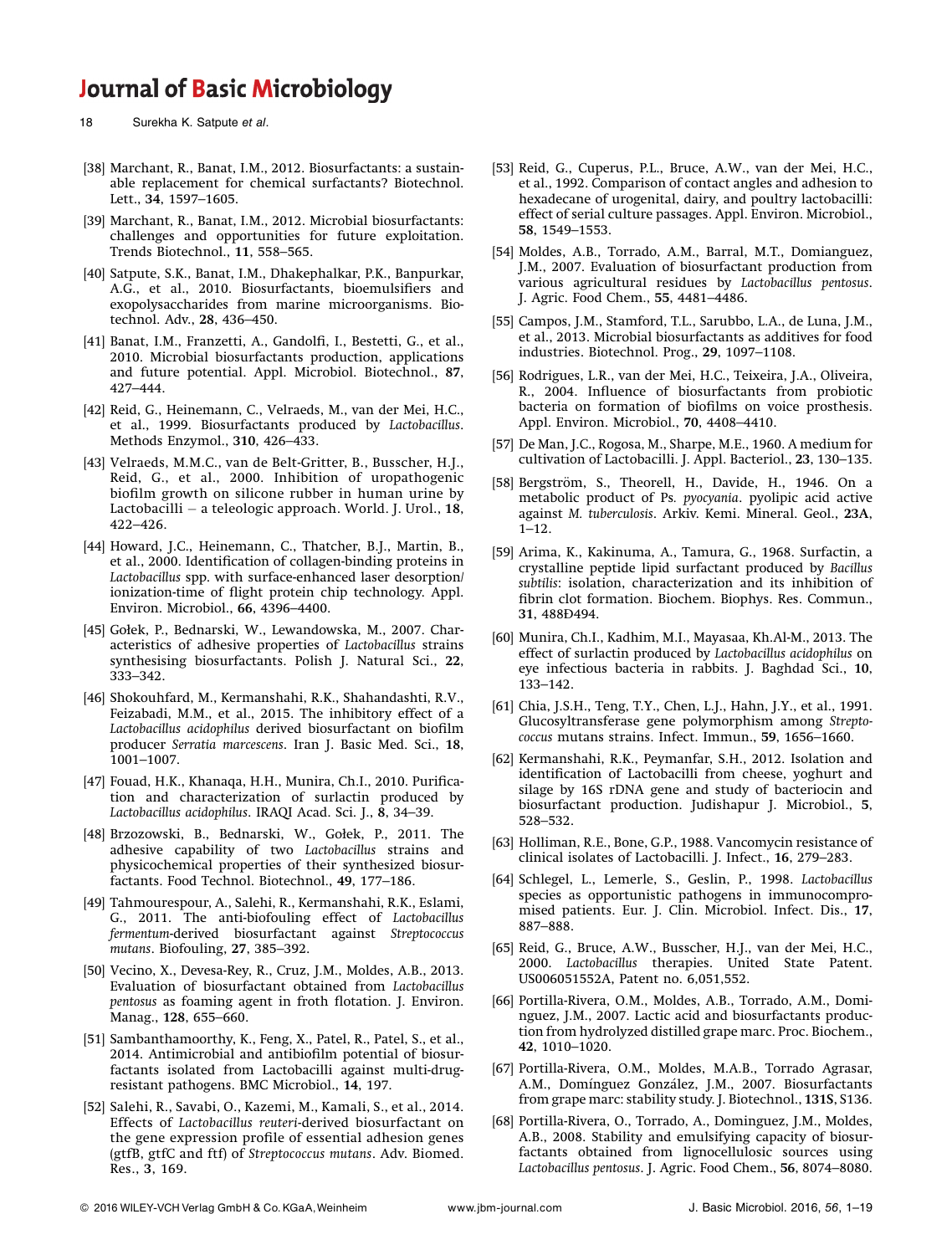[38] Marchant, R., Banat, I.M., 2012. Biosurfactants: a sustainable replacement for chemical surfactants? Biotechnol. Lett., **34**, 1597–1605.

[39] Marchant, R., Banat, I.M., 2012. Microbial biosurfactants: challenges and opportunities for future exploitation. Trends Biotechnol., **11**, 558–565.

[40] Satpute, S.K., Banat, I.M., Dhakephalkar, P.K., Banpurkar, A.G., et al., 2010. Biosurfactants, bioemulsifiers and exopolysaccharides from marine microorganisms. Biotechnol. Adv., **28**, 436–450.

[41] Banat, I.M., Franzetti, A., Gandolfi, I., Bestetti, G., et al., 2010. Microbial biosurfactants production, applications and future potential. Appl. Microbiol. Biotechnol., **87**, 427–444.

[42] Reid, G., Heinemann, C., Velraeds, M., van der Mei, H.C., et al., 1999. Biosurfactants produced by *Lactobacillus*. Methods Enzymol., **310**, 426–433.

[43] Velraeds, M.M.C., van de Belt-Gritter, B., Busscher, H.J., Reid, G., et al., 2000. Inhibition of uropathogenic biofilm growth on silicone rubber in human urine by Lactobacilli – a teleologic approach. World. J. Urol., **18**, 422–426.

[44] Howard, J.C., Heinemann, C., Thatcher, B.J., Martin, B., et al., 2000. Identification of collagen-binding proteins in *Lactobacillus* spp. with surface-enhanced laser desorption/ionization-time of flight protein chip technology. Appl. Environ. Microbiol., **66**, 4396–4400.

[45] Gołek, P., Bednarski, W., Lewandowska, M., 2007. Characteristics of adhesive properties of *Lactobacillus* strains synthesising biosurfactants. Polish J. Natural Sci., **22**, 333–342.

[46] Shokouhfard, M., Kermanshahi, R.K., Shahandashti, R.V., Feizabadi, M.M., et al., 2015. The inhibitory effect of a *Lactobacillus acidophilus* derived biosurfactant on biofilm producer *Serratia marcescens*. Iran J. Basic Med. Sci., **18**, 1001–1007.

[47] Fouad, H.K., Khanaqa, H.H., Munira, Ch.I., 2010. Purification and characterization of surlactin produced by *Lactobacillus acidophilus*. IRAQI Acad. Sci. J., **8**, 34–39.

[48] Brzozowski, B., Bednarski, W., Gołek, P., 2011. The adhesive capability of two *Lactobacillus* strains and physicochemical properties of their synthesized biosurfactants. Food Technol. Biotechnol., **49**, 177–186.

[49] Tahmourespour, A., Salehi, R., Kermanshahi, R.K., Eslami, G., 2011. The anti-biofouling effect of *Lactobacillus fermentum*-derived biosurfactant against *Streptococcus mutans*. Biofouling, **27**, 385–392.

[50] Vecino, X., Devesa-Rey, R., Cruz, J.M., Moldes, A.B., 2013. Evaluation of biosurfactant obtained from *Lactobacillus pentosus* as foaming agent in froth flotation. J. Environ. Manag., **128**, 655–660.

[51] Sambanthamoorthy, K., Feng, X., Patel, R., Patel, S., et al., 2014. Antimicrobial and antibiofilm potential of biosurfactants isolated from Lactobacilli against multi-drug-resistant pathogens. BMC Microbiol., **14**, 197.

[52] Salehi, R., Savabi, O., Kazemi, M., Kamali, S., et al., 2014. Effects of *Lactobacillus reuteri*-derived biosurfactant on the gene expression profile of essential adhesion genes (gtfB, gtfC and ftf) of *Streptococcus mutans*. Adv. Biomed. Res., **3**, 169.

[53] Reid, G., Cuperus, P.L., Bruce, A.W., van der Mei, H.C., et al., 1992. Comparison of contact angles and adhesion to hexadecane of urogenital, dairy, and poultry lactobacilli: effect of serial culture passages. Appl. Environ. Microbiol., **58**, 1549–1553.

[54] Moldes, A.B., Torrado, A.M., Barral, M.T., Domianguez, J.M., 2007. Evaluation of biosurfactant production from various agricultural residues by *Lactobacillus pentosus*. J. Agric. Food Chem., **55**, 4481–4486.

[55] Campos, J.M., Stamford, T.L., Sarubbo, L.A., de Luna, J.M., et al., 2013. Microbial biosurfactants as additives for food industries. Biotechnol. Prog., **29**, 1097–1108.

[56] Rodrigues, L.R., van der Mei, H.C., Teixeira, J.A., Oliveira, R., 2004. Influence of biosurfactants from probiotic bacteria on formation of biofilms on voice prosthesis. Appl. Environ. Microbiol., **70**, 4408–4410.

[57] De Man, J.C., Rogosa, M., Sharpe, M.E., 1960. A medium for cultivation of Lactobacilli. J. Appl. Bacteriol., **23**, 130–135.

[58] Bergström, S., Theorell, H., Davide, H., 1946. On a metabolic product of Ps*. pyocyania*. pyolipic acid active against *M. tuberculosis*. Arkiv. Kemi. Mineral. Geol., **23A**, 1–12.

[59] Arima, K., Kakinuma, A., Tamura, G., 1968. Surfactin, a crystalline peptide lipid surfactant produced by *Bacillus subtilis*: isolation, characterization and its inhibition of fibrin clot formation. Biochem. Biophys. Res. Commun., **31**, 488Ð494.

[60] Munira, Ch.I., Kadhim, M.I., Mayasaa, Kh.Al-M., 2013. The effect of surlactin produced by *Lactobacillus acidophilus* on eye infectious bacteria in rabbits. J. Baghdad Sci., **10**, 133–142.

[61] Chia, J.S.H., Teng, T.Y., Chen, L.J., Hahn, J.Y., et al., 1991. Glucosyltransferase gene polymorphism among *Streptococcus* mutans strains. Infect. Immun., **59**, 1656–1660.

[62] Kermanshahi, R.K., Peymanfar, S.H., 2012. Isolation and identification of Lactobacilli from cheese, yoghurt and silage by 16S rDNA gene and study of bacteriocin and biosurfactant production. Judishapur J. Microbiol., **5**, 528–532.

[63] Holliman, R.E., Bone, G.P., 1988. Vancomycin resistance of clinical isolates of Lactobacilli. J. Infect., **16**, 279–283.

[64] Schlegel, L., Lemerle, S., Geslin, P., 1998. *Lactobacillus* species as opportunistic pathogens in immunocompromised patients. Eur. J. Clin. Microbiol. Infect. Dis., **17**, 887–888.

[65] Reid, G., Bruce, A.W., Busscher, H.J., van der Mei, H.C., 2000. *Lactobacillus* therapies. United State Patent. US006051552A, Patent no. 6,051,552.

[66] Portilla-Rivera, O.M., Moldes, A.B., Torrado, A.M., Dominguez, J.M., 2007. Lactic acid and biosurfactants production from hydrolyzed distilled grape marc. Proc. Biochem., **42**, 1010–1020.

[67] Portilla-Rivera, O.M., Moldes, M.A.B., Torrado Agrasar, A.M., Domínguez González, J.M., 2007. Biosurfactants from grape marc: stability study. J. Biotechnol., **131S**, S136.

[68] Portilla-Rivera, O., Torrado, A., Dominguez, J.M., Moldes, A.B., 2008. Stability and emulsifying capacity of biosurfactants obtained from lignocellulosic sources using *Lactobacillus pentosus*. J. Agric. Food Chem., **56**, 8074–8080.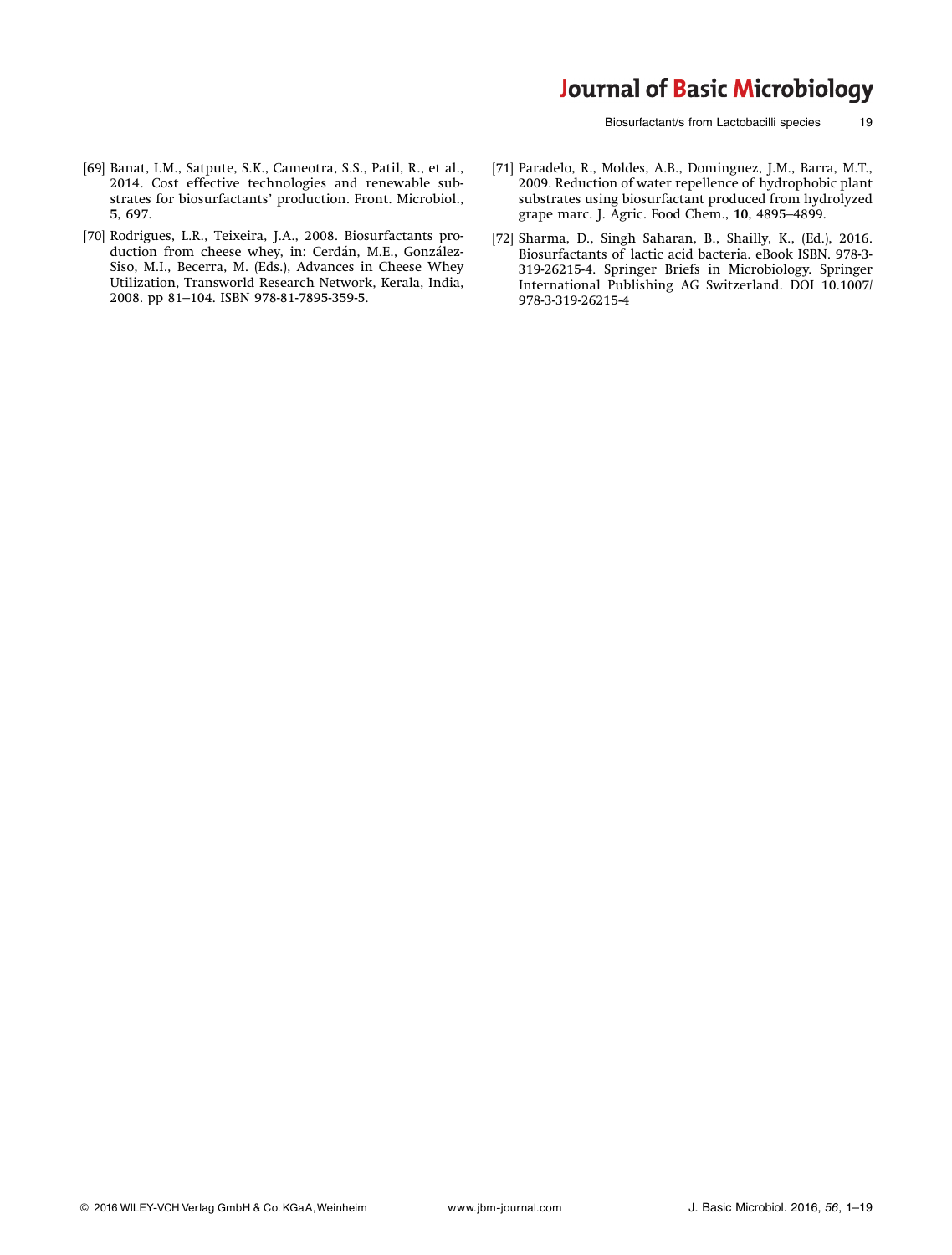[69] Banat, I.M., Satpute, S.K., Cameotra, S.S., Patil, R., et al., 2014. Cost effective technologies and renewable substrates for biosurfactants' production. Front. Microbiol., **5**, 697.

[70] Rodrigues, L.R., Teixeira, J.A., 2008. Biosurfactants production from cheese whey, in: Cerdán, M.E., González-Siso, M.I., Becerra, M. (Eds.), Advances in Cheese Whey Utilization, Transworld Research Network, Kerala, India, 2008. pp 81–104. ISBN 978-81-7895-359-5.

[71] Paradelo, R., Moldes, A.B., Dominguez, J.M., Barra, M.T., 2009. Reduction of water repellence of hydrophobic plant substrates using biosurfactant produced from hydrolyzed grape marc. J. Agric. Food Chem., **10**, 4895–4899.

[72] Sharma, D., Singh Saharan, B., Shailly, K., (Ed.), 2016. Biosurfactants of lactic acid bacteria. eBook ISBN. 978-3-319-26215-4. Springer Briefs in Microbiology. Springer International Publishing AG Switzerland. DOI 10.1007/978-3-319-26215-4